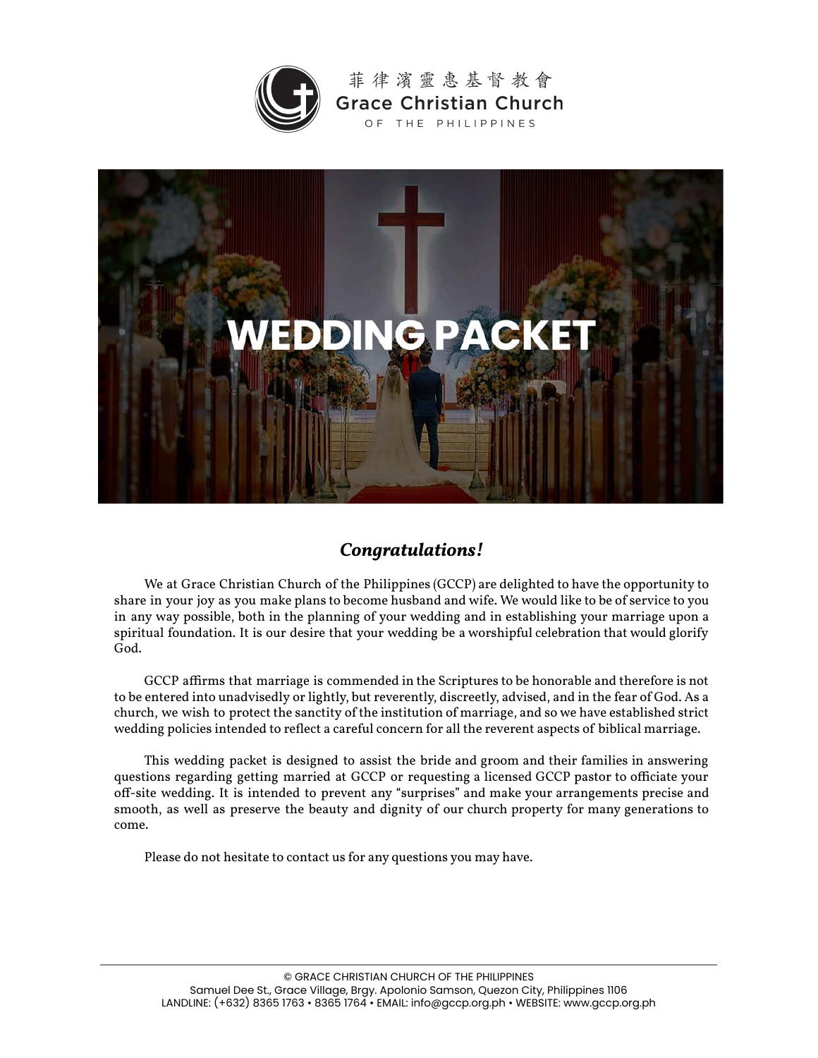菲律濱靈惠基督教會
Grace Christian Church
OF THE PHILIPPINES

# WEDDING PACKET

## *Congratulations!*

We at Grace Christian Church of the Philippines (GCCP) are delighted to have the opportunity to share in your joy as you make plans to become husband and wife. We would like to be of service to you in any way possible, both in the planning of your wedding and in establishing your marriage upon a spiritual foundation. It is our desire that your wedding be a worshipful celebration that would glorify God.

GCCP affirms that marriage is commended in the Scriptures to be honorable and therefore is not to be entered into unadvisedly or lightly, but reverently, discreetly, advised, and in the fear of God. As a church, we wish to protect the sanctity of the institution of marriage, and so we have established strict wedding policies intended to reflect a careful concern for all the reverent aspects of biblical marriage.

This wedding packet is designed to assist the bride and groom and their families in answering questions regarding getting married at GCCP or requesting a licensed GCCP pastor to officiate your off-site wedding. It is intended to prevent any "surprises" and make your arrangements precise and smooth, as well as preserve the beauty and dignity of our church property for many generations to come.

Please do not hesitate to contact us for any questions you may have.

© GRACE CHRISTIAN CHURCH OF THE PHILIPPINES
Samuel Dee St., Grace Village, Brgy. Apolonio Samson, Quezon City, Philippines 1106
LANDLINE: (+632) 8365 1763 • 8365 1764 • EMAIL: info@gccp.org.ph • WEBSITE: www.gccp.org.ph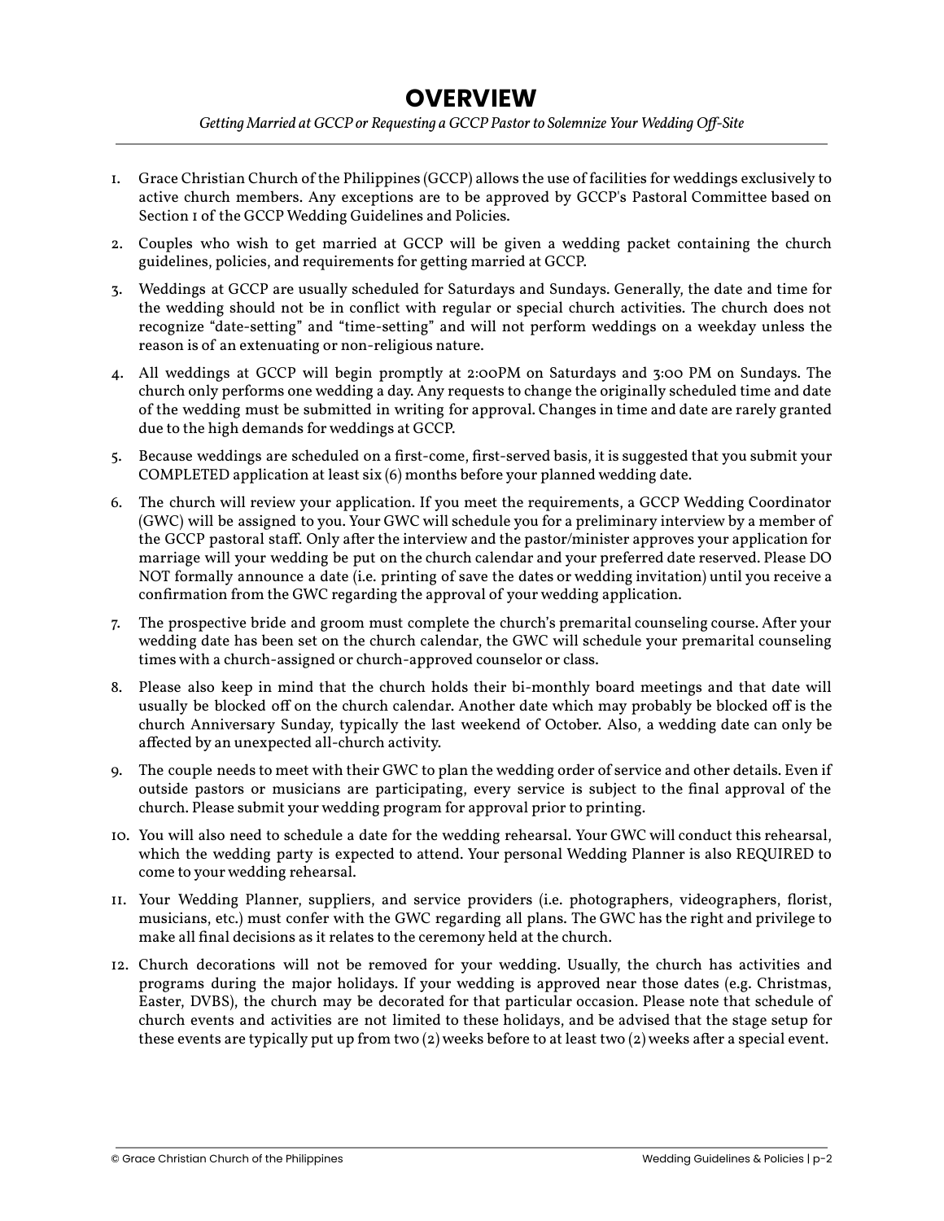# OVERVIEW

*Getting Married at GCCP or Requesting a GCCP Pastor to Solemnize Your Wedding Off-Site*

1. Grace Christian Church of the Philippines (GCCP) allows the use of facilities for weddings exclusively to active church members. Any exceptions are to be approved by GCCP's Pastoral Committee based on Section 1 of the GCCP Wedding Guidelines and Policies.
2. Couples who wish to get married at GCCP will be given a wedding packet containing the church guidelines, policies, and requirements for getting married at GCCP.
3. Weddings at GCCP are usually scheduled for Saturdays and Sundays. Generally, the date and time for the wedding should not be in conflict with regular or special church activities. The church does not recognize "date-setting" and "time-setting" and will not perform weddings on a weekday unless the reason is of an extenuating or non-religious nature.
4. All weddings at GCCP will begin promptly at 2:00PM on Saturdays and 3:00 PM on Sundays. The church only performs one wedding a day. Any requests to change the originally scheduled time and date of the wedding must be submitted in writing for approval. Changes in time and date are rarely granted due to the high demands for weddings at GCCP.
5. Because weddings are scheduled on a first-come, first-served basis, it is suggested that you submit your COMPLETED application at least six (6) months before your planned wedding date.
6. The church will review your application. If you meet the requirements, a GCCP Wedding Coordinator (GWC) will be assigned to you. Your GWC will schedule you for a preliminary interview by a member of the GCCP pastoral staff. Only after the interview and the pastor/minister approves your application for marriage will your wedding be put on the church calendar and your preferred date reserved. Please DO NOT formally announce a date (i.e. printing of save the dates or wedding invitation) until you receive a confirmation from the GWC regarding the approval of your wedding application.
7. The prospective bride and groom must complete the church's premarital counseling course. After your wedding date has been set on the church calendar, the GWC will schedule your premarital counseling times with a church-assigned or church-approved counselor or class.
8. Please also keep in mind that the church holds their bi-monthly board meetings and that date will usually be blocked off on the church calendar. Another date which may probably be blocked off is the church Anniversary Sunday, typically the last weekend of October. Also, a wedding date can only be affected by an unexpected all-church activity.
9. The couple needs to meet with their GWC to plan the wedding order of service and other details. Even if outside pastors or musicians are participating, every service is subject to the final approval of the church. Please submit your wedding program for approval prior to printing.
10. You will also need to schedule a date for the wedding rehearsal. Your GWC will conduct this rehearsal, which the wedding party is expected to attend. Your personal Wedding Planner is also REQUIRED to come to your wedding rehearsal.
11. Your Wedding Planner, suppliers, and service providers (i.e. photographers, videographers, florist, musicians, etc.) must confer with the GWC regarding all plans. The GWC has the right and privilege to make all final decisions as it relates to the ceremony held at the church.
12. Church decorations will not be removed for your wedding. Usually, the church has activities and programs during the major holidays. If your wedding is approved near those dates (e.g. Christmas, Easter, DVBS), the church may be decorated for that particular occasion. Please note that schedule of church events and activities are not limited to these holidays, and be advised that the stage setup for these events are typically put up from two (2) weeks before to at least two (2) weeks after a special event.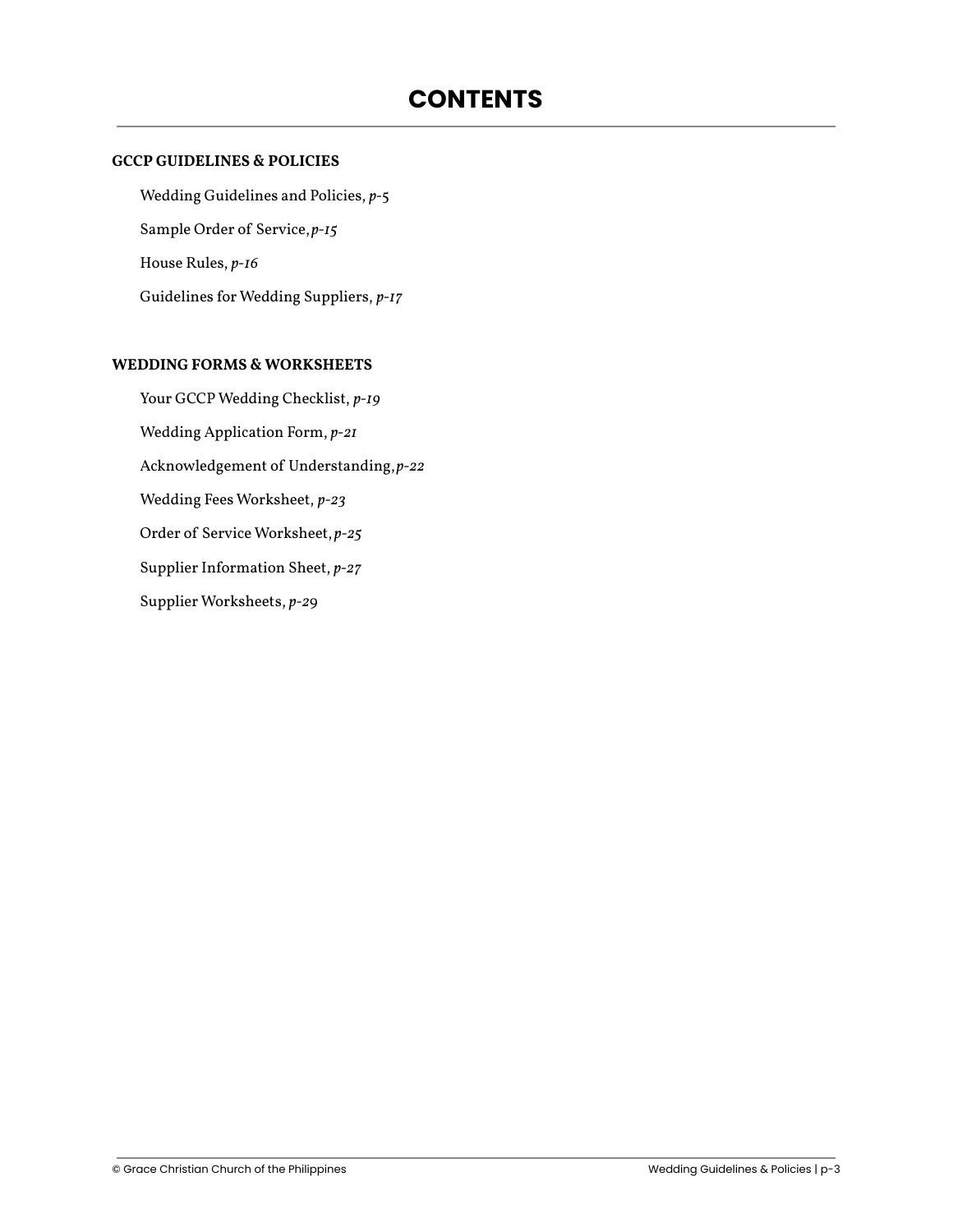# CONTENTS

**GCCP GUIDELINES & POLICIES**

Wedding Guidelines and Policies, *p-5*

Sample Order of Service, *p-15*

House Rules, *p-16*

Guidelines for Wedding Suppliers, *p-17*

**WEDDING FORMS & WORKSHEETS**

Your GCCP Wedding Checklist, *p-19*

Wedding Application Form, *p-21*

Acknowledgement of Understanding, *p-22*

Wedding Fees Worksheet, *p-23*

Order of Service Worksheet, *p-25*

Supplier Information Sheet, *p-27*

Supplier Worksheets, *p-29*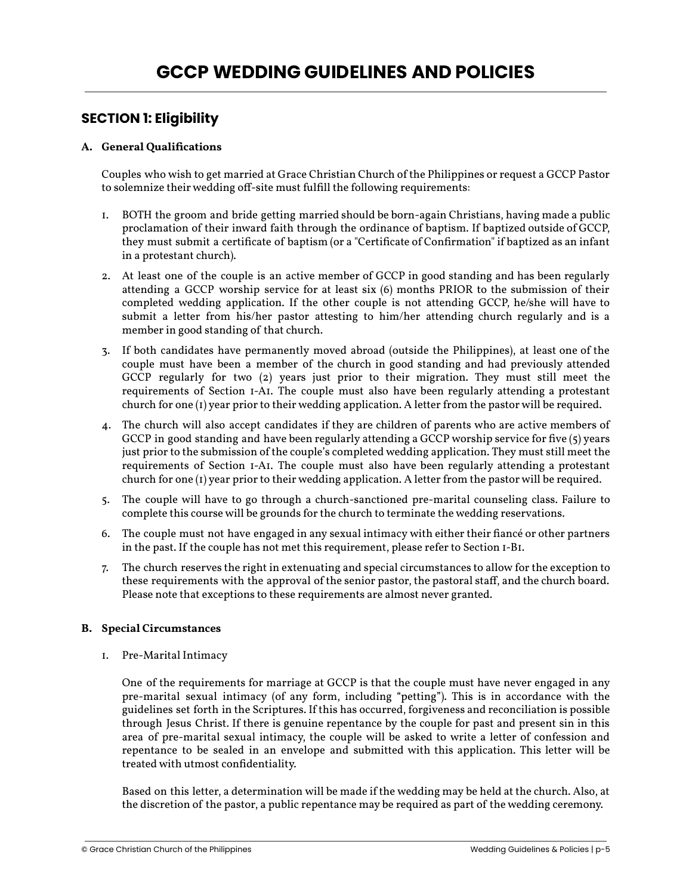# GCCP WEDDING GUIDELINES AND POLICIES

## SECTION 1: Eligibility

### A. General Qualifications

Couples who wish to get married at Grace Christian Church of the Philippines or request a GCCP Pastor to solemnize their wedding off-site must fulfill the following requirements:

1. BOTH the groom and bride getting married should be born-again Christians, having made a public proclamation of their inward faith through the ordinance of baptism. If baptized outside of GCCP, they must submit a certificate of baptism (or a "Certificate of Confirmation" if baptized as an infant in a protestant church).
2. At least one of the couple is an active member of GCCP in good standing and has been regularly attending a GCCP worship service for at least six (6) months PRIOR to the submission of their completed wedding application. If the other couple is not attending GCCP, he/she will have to submit a letter from his/her pastor attesting to him/her attending church regularly and is a member in good standing of that church.
3. If both candidates have permanently moved abroad (outside the Philippines), at least one of the couple must have been a member of the church in good standing and had previously attended GCCP regularly for two (2) years just prior to their migration. They must still meet the requirements of Section 1-A1. The couple must also have been regularly attending a protestant church for one (1) year prior to their wedding application. A letter from the pastor will be required.
4. The church will also accept candidates if they are children of parents who are active members of GCCP in good standing and have been regularly attending a GCCP worship service for five (5) years just prior to the submission of the couple's completed wedding application. They must still meet the requirements of Section 1-A1. The couple must also have been regularly attending a protestant church for one (1) year prior to their wedding application. A letter from the pastor will be required.
5. The couple will have to go through a church-sanctioned pre-marital counseling class. Failure to complete this course will be grounds for the church to terminate the wedding reservations.
6. The couple must not have engaged in any sexual intimacy with either their fiancé or other partners in the past. If the couple has not met this requirement, please refer to Section 1-B1.
7. The church reserves the right in extenuating and special circumstances to allow for the exception to these requirements with the approval of the senior pastor, the pastoral staff, and the church board. Please note that exceptions to these requirements are almost never granted.

### B. Special Circumstances

1. Pre-Marital Intimacy

   One of the requirements for marriage at GCCP is that the couple must have never engaged in any pre-marital sexual intimacy (of any form, including "petting"). This is in accordance with the guidelines set forth in the Scriptures. If this has occurred, forgiveness and reconciliation is possible through Jesus Christ. If there is genuine repentance by the couple for past and present sin in this area of pre-marital sexual intimacy, the couple will be asked to write a letter of confession and repentance to be sealed in an envelope and submitted with this application. This letter will be treated with utmost confidentiality.

   Based on this letter, a determination will be made if the wedding may be held at the church. Also, at the discretion of the pastor, a public repentance may be required as part of the wedding ceremony.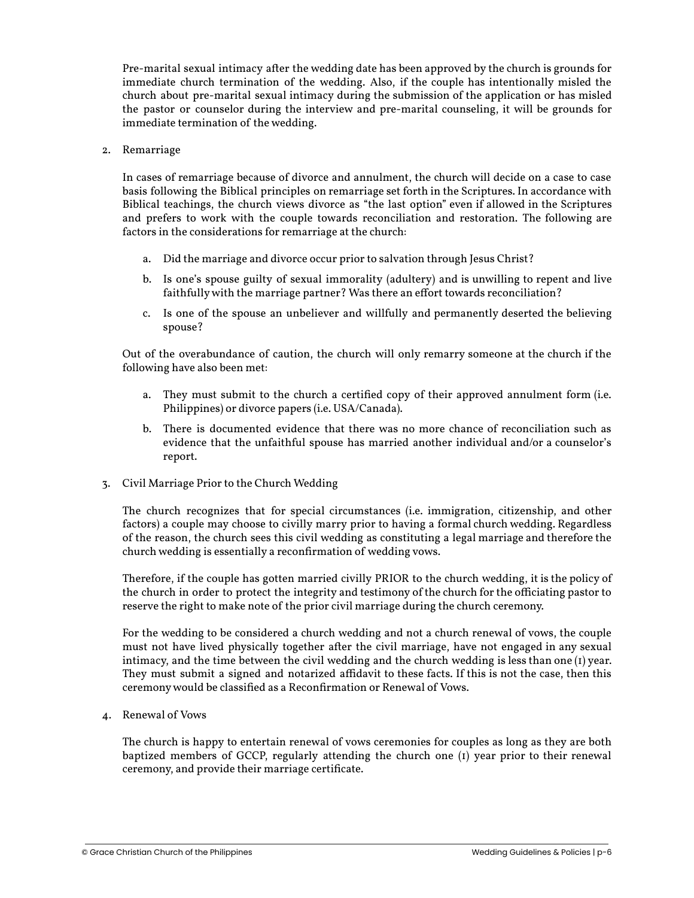Pre-marital sexual intimacy after the wedding date has been approved by the church is grounds for immediate church termination of the wedding. Also, if the couple has intentionally misled the church about pre-marital sexual intimacy during the submission of the application or has misled the pastor or counselor during the interview and pre-marital counseling, it will be grounds for immediate termination of the wedding.

2. Remarriage

   In cases of remarriage because of divorce and annulment, the church will decide on a case to case basis following the Biblical principles on remarriage set forth in the Scriptures. In accordance with Biblical teachings, the church views divorce as "the last option" even if allowed in the Scriptures and prefers to work with the couple towards reconciliation and restoration. The following are factors in the considerations for remarriage at the church:

   a. Did the marriage and divorce occur prior to salvation through Jesus Christ?
   b. Is one's spouse guilty of sexual immorality (adultery) and is unwilling to repent and live faithfully with the marriage partner? Was there an effort towards reconciliation?
   c. Is one of the spouse an unbeliever and willfully and permanently deserted the believing spouse?

   Out of the overabundance of caution, the church will only remarry someone at the church if the following have also been met:

   a. They must submit to the church a certified copy of their approved annulment form (i.e. Philippines) or divorce papers (i.e. USA/Canada).
   b. There is documented evidence that there was no more chance of reconciliation such as evidence that the unfaithful spouse has married another individual and/or a counselor's report.

3. Civil Marriage Prior to the Church Wedding

   The church recognizes that for special circumstances (i.e. immigration, citizenship, and other factors) a couple may choose to civilly marry prior to having a formal church wedding. Regardless of the reason, the church sees this civil wedding as constituting a legal marriage and therefore the church wedding is essentially a reconfirmation of wedding vows.

   Therefore, if the couple has gotten married civilly PRIOR to the church wedding, it is the policy of the church in order to protect the integrity and testimony of the church for the officiating pastor to reserve the right to make note of the prior civil marriage during the church ceremony.

   For the wedding to be considered a church wedding and not a church renewal of vows, the couple must not have lived physically together after the civil marriage, have not engaged in any sexual intimacy, and the time between the civil wedding and the church wedding is less than one (1) year. They must submit a signed and notarized affidavit to these facts. If this is not the case, then this ceremony would be classified as a Reconfirmation or Renewal of Vows.

4. Renewal of Vows

   The church is happy to entertain renewal of vows ceremonies for couples as long as they are both baptized members of GCCP, regularly attending the church one (1) year prior to their renewal ceremony, and provide their marriage certificate.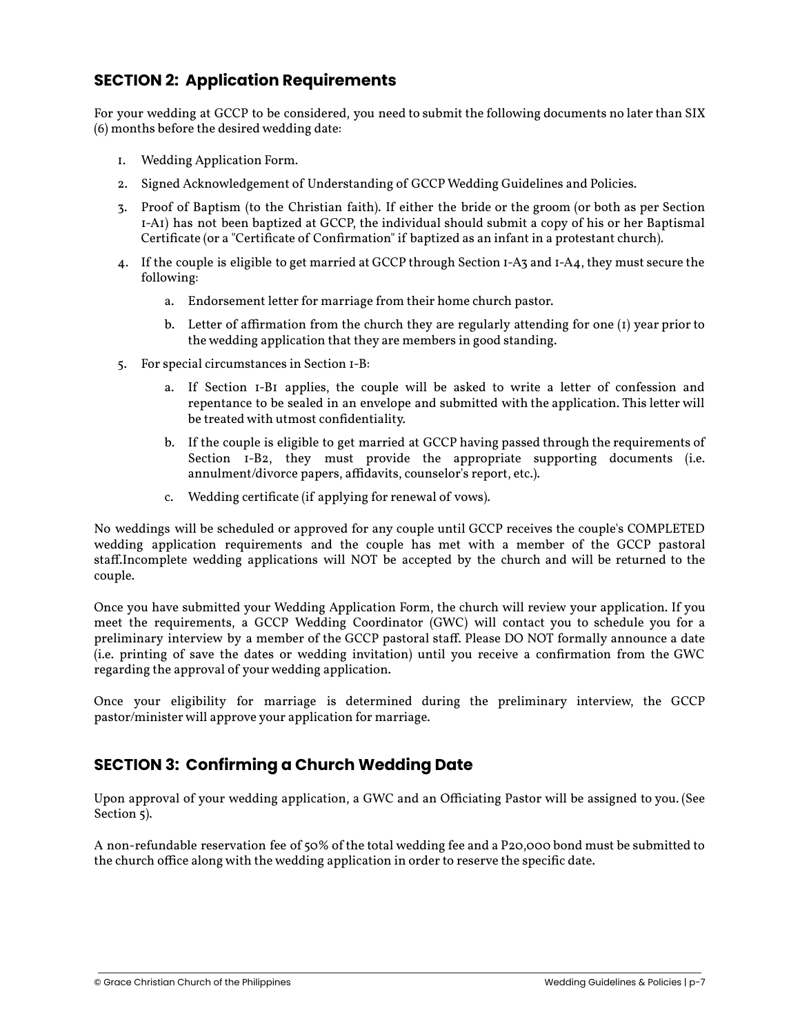## SECTION 2: Application Requirements

For your wedding at GCCP to be considered, you need to submit the following documents no later than SIX (6) months before the desired wedding date:

1. Wedding Application Form.
2. Signed Acknowledgement of Understanding of GCCP Wedding Guidelines and Policies.
3. Proof of Baptism (to the Christian faith). If either the bride or the groom (or both as per Section 1-A1) has not been baptized at GCCP, the individual should submit a copy of his or her Baptismal Certificate (or a "Certificate of Confirmation" if baptized as an infant in a protestant church).
4. If the couple is eligible to get married at GCCP through Section 1-A3 and 1-A4, they must secure the following:
    a. Endorsement letter for marriage from their home church pastor.
    b. Letter of affirmation from the church they are regularly attending for one (1) year prior to the wedding application that they are members in good standing.
5. For special circumstances in Section 1-B:
    a. If Section 1-B1 applies, the couple will be asked to write a letter of confession and repentance to be sealed in an envelope and submitted with the application. This letter will be treated with utmost confidentiality.
    b. If the couple is eligible to get married at GCCP having passed through the requirements of Section 1-B2, they must provide the appropriate supporting documents (i.e. annulment/divorce papers, affidavits, counselor's report, etc.).
    c. Wedding certificate (if applying for renewal of vows).

No weddings will be scheduled or approved for any couple until GCCP receives the couple's COMPLETED wedding application requirements and the couple has met with a member of the GCCP pastoral staff.Incomplete wedding applications will NOT be accepted by the church and will be returned to the couple.

Once you have submitted your Wedding Application Form, the church will review your application. If you meet the requirements, a GCCP Wedding Coordinator (GWC) will contact you to schedule you for a preliminary interview by a member of the GCCP pastoral staff. Please DO NOT formally announce a date (i.e. printing of save the dates or wedding invitation) until you receive a confirmation from the GWC regarding the approval of your wedding application.

Once your eligibility for marriage is determined during the preliminary interview, the GCCP pastor/minister will approve your application for marriage.

## SECTION 3: Confirming a Church Wedding Date

Upon approval of your wedding application, a GWC and an Officiating Pastor will be assigned to you. (See Section 5).

A non-refundable reservation fee of 50% of the total wedding fee and a P20,000 bond must be submitted to the church office along with the wedding application in order to reserve the specific date.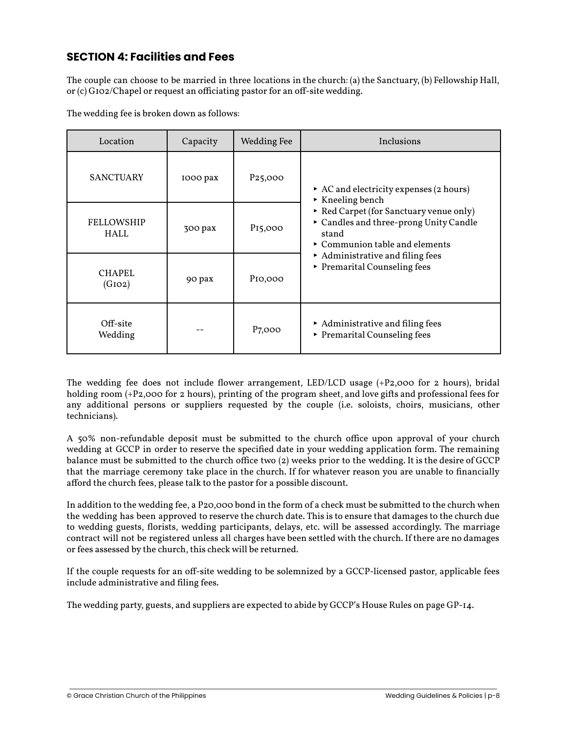## SECTION 4: Facilities and Fees

The couple can choose to be married in three locations in the church: (a) the Sanctuary, (b) Fellowship Hall, or (c) G102/Chapel or request an officiating pastor for an off-site wedding.

The wedding fee is broken down as follows:

| Location | Capacity | Wedding Fee | Inclusions |
|---|---|---|---|
| SANCTUARY | 1000 pax | P25,000 | ▸ AC and electricity expenses (2 hours)<br>▸ Kneeling bench<br>▸ Red Carpet (for Sanctuary venue only)<br>▸ Candles and three-prong Unity Candle stand<br>▸ Communion table and elements<br>▸ Administrative and filing fees<br>▸ Premarital Counseling fees |
| FELLOWSHIP HALL | 300 pax | P15,000 | |
| CHAPEL (G102) | 90 pax | P10,000 | |
| Off-site Wedding | -- | P7,000 | ▸ Administrative and filing fees<br>▸ Premarital Counseling fees |

The wedding fee does not include flower arrangement, LED/LCD usage (+P2,000 for 2 hours), bridal holding room (+P2,000 for 2 hours), printing of the program sheet, and love gifts and professional fees for any additional persons or suppliers requested by the couple (i.e. soloists, choirs, musicians, other technicians).

A 50% non-refundable deposit must be submitted to the church office upon approval of your church wedding at GCCP in order to reserve the specified date in your wedding application form. The remaining balance must be submitted to the church office two (2) weeks prior to the wedding. It is the desire of GCCP that the marriage ceremony take place in the church. If for whatever reason you are unable to financially afford the church fees, please talk to the pastor for a possible discount.

In addition to the wedding fee, a P20,000 bond in the form of a check must be submitted to the church when the wedding has been approved to reserve the church date. This is to ensure that damages to the church due to wedding guests, florists, wedding participants, delays, etc. will be assessed accordingly. The marriage contract will not be registered unless all charges have been settled with the church. If there are no damages or fees assessed by the church, this check will be returned.

If the couple requests for an off-site wedding to be solemnized by a GCCP-licensed pastor, applicable fees include administrative and filing fees.

The wedding party, guests, and suppliers are expected to abide by GCCP's House Rules on page GP-14.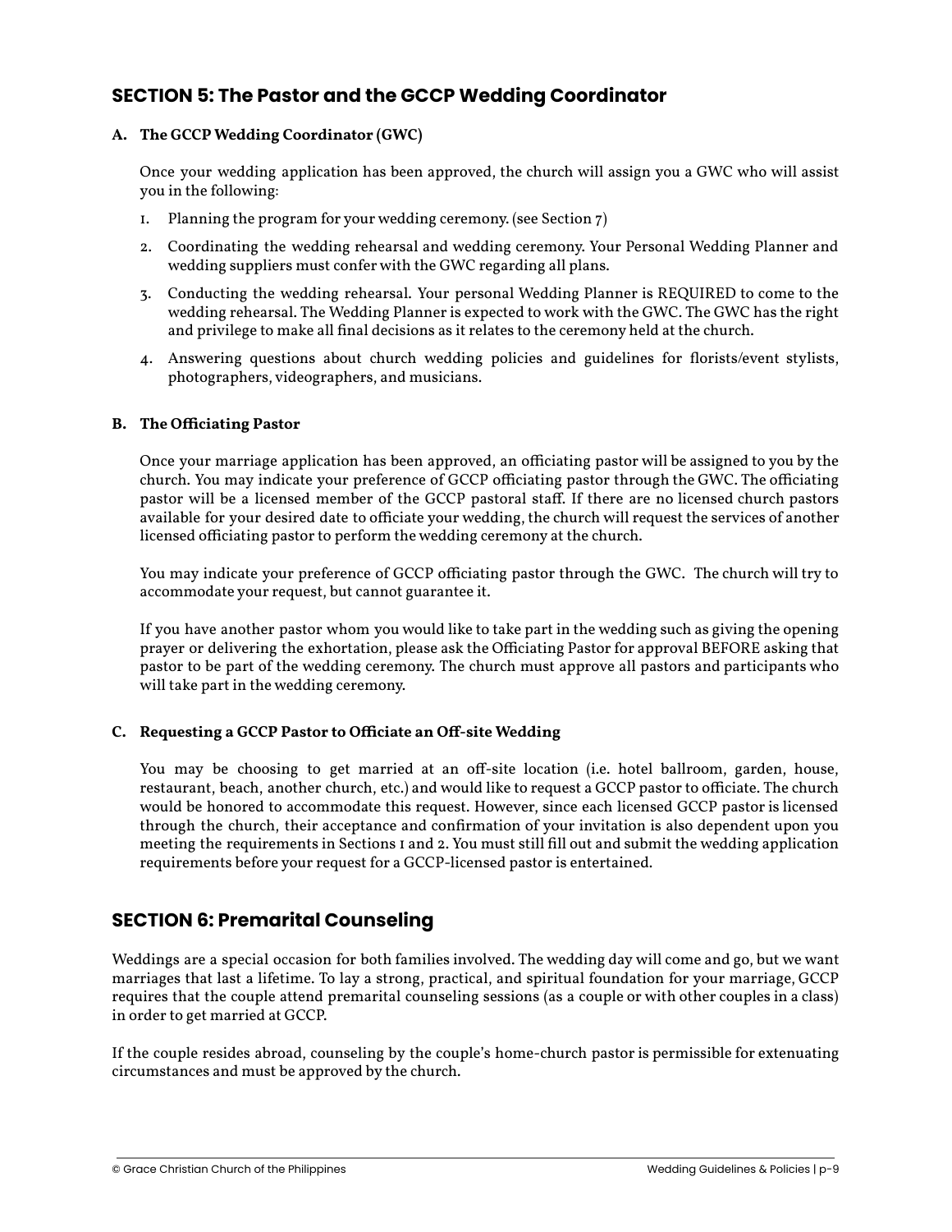## SECTION 5: The Pastor and the GCCP Wedding Coordinator

### A. The GCCP Wedding Coordinator (GWC)

Once your wedding application has been approved, the church will assign you a GWC who will assist you in the following:

1. Planning the program for your wedding ceremony. (see Section 7)
2. Coordinating the wedding rehearsal and wedding ceremony. Your Personal Wedding Planner and wedding suppliers must confer with the GWC regarding all plans.
3. Conducting the wedding rehearsal. Your personal Wedding Planner is REQUIRED to come to the wedding rehearsal. The Wedding Planner is expected to work with the GWC. The GWC has the right and privilege to make all final decisions as it relates to the ceremony held at the church.
4. Answering questions about church wedding policies and guidelines for florists/event stylists, photographers, videographers, and musicians.

### B. The Officiating Pastor

Once your marriage application has been approved, an officiating pastor will be assigned to you by the church. You may indicate your preference of GCCP officiating pastor through the GWC. The officiating pastor will be a licensed member of the GCCP pastoral staff. If there are no licensed church pastors available for your desired date to officiate your wedding, the church will request the services of another licensed officiating pastor to perform the wedding ceremony at the church.

You may indicate your preference of GCCP officiating pastor through the GWC. The church will try to accommodate your request, but cannot guarantee it.

If you have another pastor whom you would like to take part in the wedding such as giving the opening prayer or delivering the exhortation, please ask the Officiating Pastor for approval BEFORE asking that pastor to be part of the wedding ceremony. The church must approve all pastors and participants who will take part in the wedding ceremony.

### C. Requesting a GCCP Pastor to Officiate an Off-site Wedding

You may be choosing to get married at an off-site location (i.e. hotel ballroom, garden, house, restaurant, beach, another church, etc.) and would like to request a GCCP pastor to officiate. The church would be honored to accommodate this request. However, since each licensed GCCP pastor is licensed through the church, their acceptance and confirmation of your invitation is also dependent upon you meeting the requirements in Sections 1 and 2. You must still fill out and submit the wedding application requirements before your request for a GCCP-licensed pastor is entertained.

## SECTION 6: Premarital Counseling

Weddings are a special occasion for both families involved. The wedding day will come and go, but we want marriages that last a lifetime. To lay a strong, practical, and spiritual foundation for your marriage, GCCP requires that the couple attend premarital counseling sessions (as a couple or with other couples in a class) in order to get married at GCCP.

If the couple resides abroad, counseling by the couple's home-church pastor is permissible for extenuating circumstances and must be approved by the church.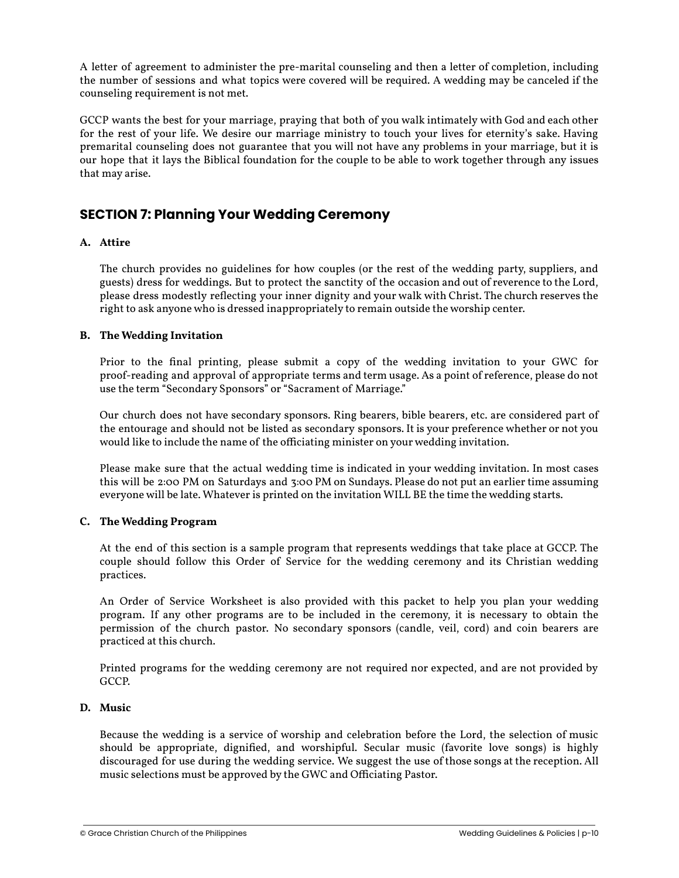A letter of agreement to administer the pre-marital counseling and then a letter of completion, including the number of sessions and what topics were covered will be required. A wedding may be canceled if the counseling requirement is not met.

GCCP wants the best for your marriage, praying that both of you walk intimately with God and each other for the rest of your life. We desire our marriage ministry to touch your lives for eternity's sake. Having premarital counseling does not guarantee that you will not have any problems in your marriage, but it is our hope that it lays the Biblical foundation for the couple to be able to work together through any issues that may arise.

## SECTION 7: Planning Your Wedding Ceremony

**A. Attire**

The church provides no guidelines for how couples (or the rest of the wedding party, suppliers, and guests) dress for weddings. But to protect the sanctity of the occasion and out of reverence to the Lord, please dress modestly reflecting your inner dignity and your walk with Christ. The church reserves the right to ask anyone who is dressed inappropriately to remain outside the worship center.

**B. The Wedding Invitation**

Prior to the final printing, please submit a copy of the wedding invitation to your GWC for proof-reading and approval of appropriate terms and term usage. As a point of reference, please do not use the term "Secondary Sponsors" or "Sacrament of Marriage."

Our church does not have secondary sponsors. Ring bearers, bible bearers, etc. are considered part of the entourage and should not be listed as secondary sponsors. It is your preference whether or not you would like to include the name of the officiating minister on your wedding invitation.

Please make sure that the actual wedding time is indicated in your wedding invitation. In most cases this will be 2:00 PM on Saturdays and 3:00 PM on Sundays. Please do not put an earlier time assuming everyone will be late. Whatever is printed on the invitation WILL BE the time the wedding starts.

**C. The Wedding Program**

At the end of this section is a sample program that represents weddings that take place at GCCP. The couple should follow this Order of Service for the wedding ceremony and its Christian wedding practices.

An Order of Service Worksheet is also provided with this packet to help you plan your wedding program. If any other programs are to be included in the ceremony, it is necessary to obtain the permission of the church pastor. No secondary sponsors (candle, veil, cord) and coin bearers are practiced at this church.

Printed programs for the wedding ceremony are not required nor expected, and are not provided by GCCP.

**D. Music**

Because the wedding is a service of worship and celebration before the Lord, the selection of music should be appropriate, dignified, and worshipful. Secular music (favorite love songs) is highly discouraged for use during the wedding service. We suggest the use of those songs at the reception. All music selections must be approved by the GWC and Officiating Pastor.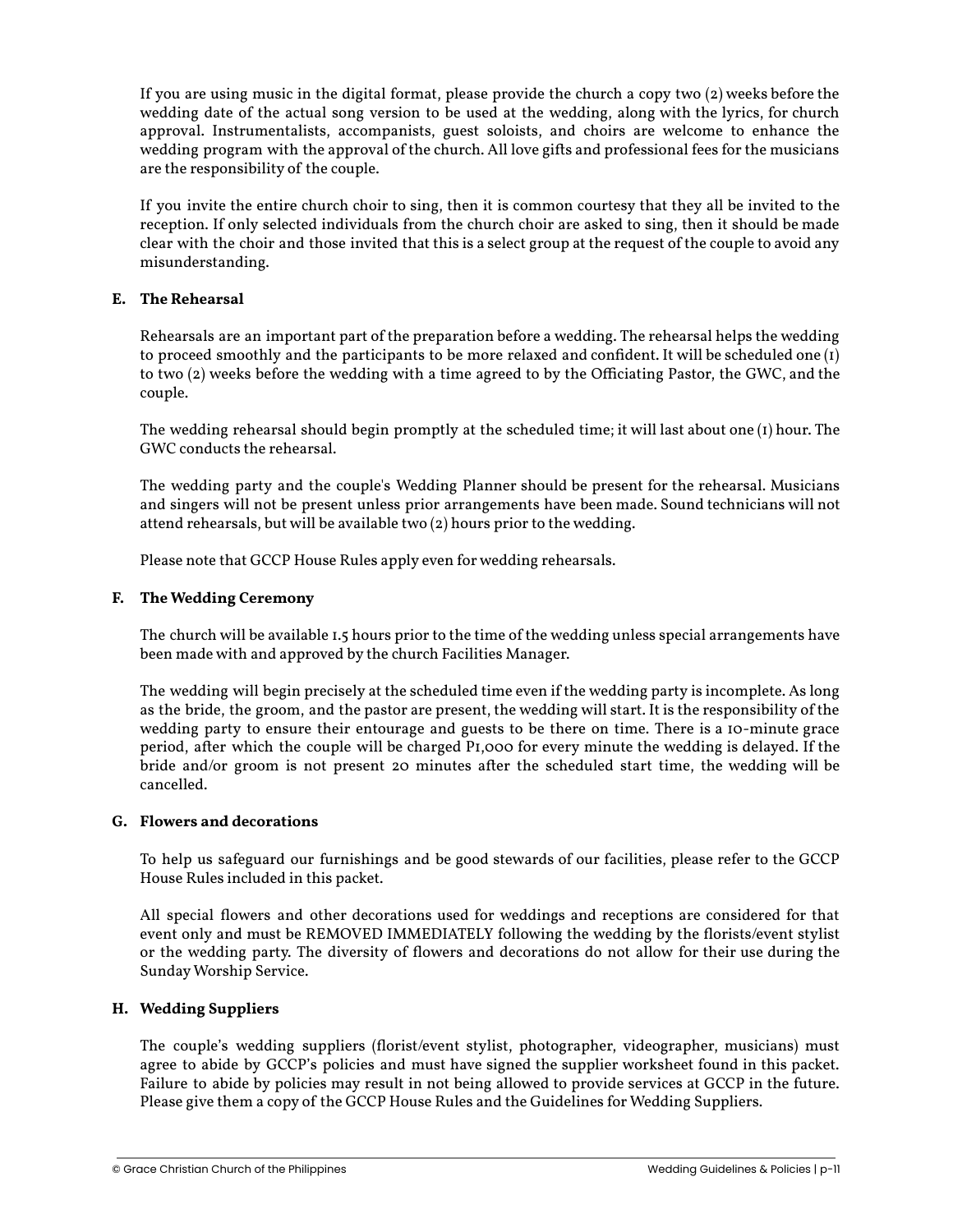If you are using music in the digital format, please provide the church a copy two (2) weeks before the wedding date of the actual song version to be used at the wedding, along with the lyrics, for church approval. Instrumentalists, accompanists, guest soloists, and choirs are welcome to enhance the wedding program with the approval of the church. All love gifts and professional fees for the musicians are the responsibility of the couple.

If you invite the entire church choir to sing, then it is common courtesy that they all be invited to the reception. If only selected individuals from the church choir are asked to sing, then it should be made clear with the choir and those invited that this is a select group at the request of the couple to avoid any misunderstanding.

**E. The Rehearsal**

Rehearsals are an important part of the preparation before a wedding. The rehearsal helps the wedding to proceed smoothly and the participants to be more relaxed and confident. It will be scheduled one (1) to two (2) weeks before the wedding with a time agreed to by the Officiating Pastor, the GWC, and the couple.

The wedding rehearsal should begin promptly at the scheduled time; it will last about one (1) hour. The GWC conducts the rehearsal.

The wedding party and the couple's Wedding Planner should be present for the rehearsal. Musicians and singers will not be present unless prior arrangements have been made. Sound technicians will not attend rehearsals, but will be available two (2) hours prior to the wedding.

Please note that GCCP House Rules apply even for wedding rehearsals.

**F. The Wedding Ceremony**

The church will be available 1.5 hours prior to the time of the wedding unless special arrangements have been made with and approved by the church Facilities Manager.

The wedding will begin precisely at the scheduled time even if the wedding party is incomplete. As long as the bride, the groom, and the pastor are present, the wedding will start. It is the responsibility of the wedding party to ensure their entourage and guests to be there on time. There is a 10-minute grace period, after which the couple will be charged P1,000 for every minute the wedding is delayed. If the bride and/or groom is not present 20 minutes after the scheduled start time, the wedding will be cancelled.

**G. Flowers and decorations**

To help us safeguard our furnishings and be good stewards of our facilities, please refer to the GCCP House Rules included in this packet.

All special flowers and other decorations used for weddings and receptions are considered for that event only and must be REMOVED IMMEDIATELY following the wedding by the florists/event stylist or the wedding party. The diversity of flowers and decorations do not allow for their use during the Sunday Worship Service.

**H. Wedding Suppliers**

The couple's wedding suppliers (florist/event stylist, photographer, videographer, musicians) must agree to abide by GCCP's policies and must have signed the supplier worksheet found in this packet. Failure to abide by policies may result in not being allowed to provide services at GCCP in the future. Please give them a copy of the GCCP House Rules and the Guidelines for Wedding Suppliers.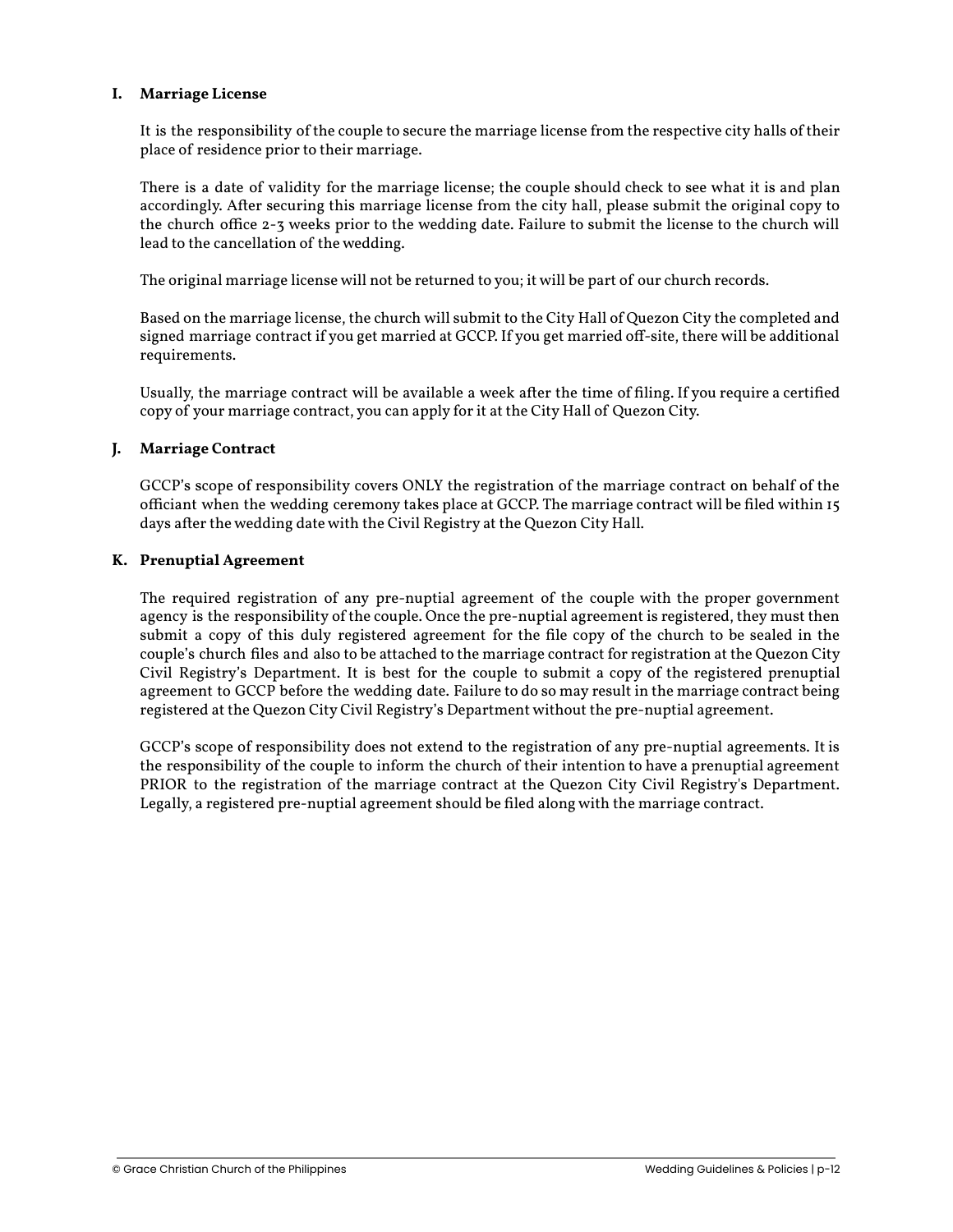## I. Marriage License

It is the responsibility of the couple to secure the marriage license from the respective city halls of their place of residence prior to their marriage.

There is a date of validity for the marriage license; the couple should check to see what it is and plan accordingly. After securing this marriage license from the city hall, please submit the original copy to the church office 2-3 weeks prior to the wedding date. Failure to submit the license to the church will lead to the cancellation of the wedding.

The original marriage license will not be returned to you; it will be part of our church records.

Based on the marriage license, the church will submit to the City Hall of Quezon City the completed and signed marriage contract if you get married at GCCP. If you get married off-site, there will be additional requirements.

Usually, the marriage contract will be available a week after the time of filing. If you require a certified copy of your marriage contract, you can apply for it at the City Hall of Quezon City.

## J. Marriage Contract

GCCP's scope of responsibility covers ONLY the registration of the marriage contract on behalf of the officiant when the wedding ceremony takes place at GCCP. The marriage contract will be filed within 15 days after the wedding date with the Civil Registry at the Quezon City Hall.

## K. Prenuptial Agreement

The required registration of any pre-nuptial agreement of the couple with the proper government agency is the responsibility of the couple. Once the pre-nuptial agreement is registered, they must then submit a copy of this duly registered agreement for the file copy of the church to be sealed in the couple's church files and also to be attached to the marriage contract for registration at the Quezon City Civil Registry's Department. It is best for the couple to submit a copy of the registered prenuptial agreement to GCCP before the wedding date. Failure to do so may result in the marriage contract being registered at the Quezon City Civil Registry's Department without the pre-nuptial agreement.

GCCP's scope of responsibility does not extend to the registration of any pre-nuptial agreements. It is the responsibility of the couple to inform the church of their intention to have a prenuptial agreement PRIOR to the registration of the marriage contract at the Quezon City Civil Registry's Department. Legally, a registered pre-nuptial agreement should be filed along with the marriage contract.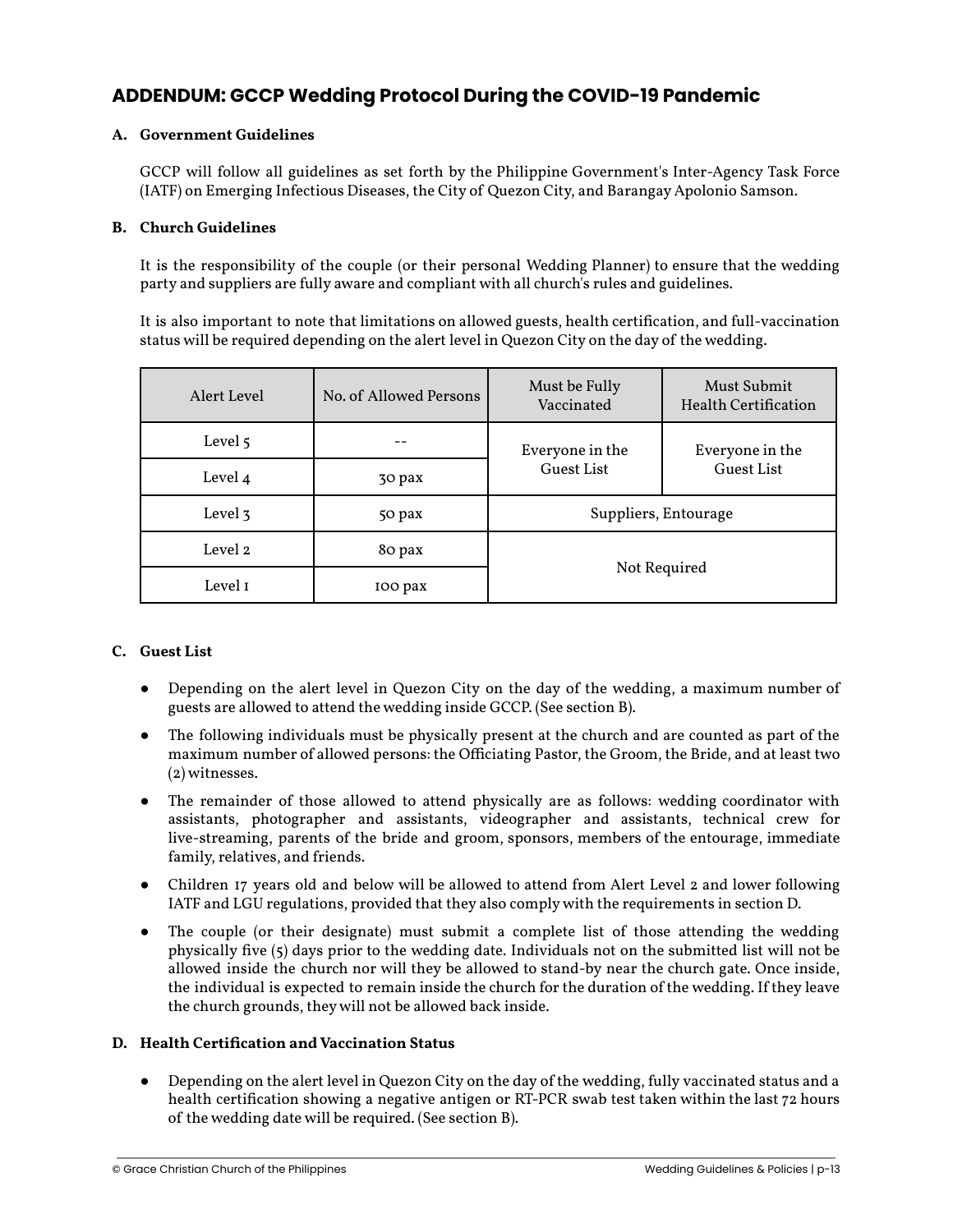## ADDENDUM: GCCP Wedding Protocol During the COVID-19 Pandemic

**A. Government Guidelines**

GCCP will follow all guidelines as set forth by the Philippine Government's Inter-Agency Task Force (IATF) on Emerging Infectious Diseases, the City of Quezon City, and Barangay Apolonio Samson.

**B. Church Guidelines**

It is the responsibility of the couple (or their personal Wedding Planner) to ensure that the wedding party and suppliers are fully aware and compliant with all church's rules and guidelines.

It is also important to note that limitations on allowed guests, health certification, and full-vaccination status will be required depending on the alert level in Quezon City on the day of the wedding.

| Alert Level | No. of Allowed Persons | Must be Fully Vaccinated | Must Submit Health Certification |
|---|---|---|---|
| Level 5 | -- | Everyone in the Guest List | Everyone in the Guest List |
| Level 4 | 30 pax | Everyone in the Guest List | Everyone in the Guest List |
| Level 3 | 50 pax | Suppliers, Entourage | Suppliers, Entourage |
| Level 2 | 80 pax | Not Required | Not Required |
| Level 1 | 100 pax | Not Required | Not Required |

**C. Guest List**

- Depending on the alert level in Quezon City on the day of the wedding, a maximum number of guests are allowed to attend the wedding inside GCCP. (See section B).
- The following individuals must be physically present at the church and are counted as part of the maximum number of allowed persons: the Officiating Pastor, the Groom, the Bride, and at least two (2) witnesses.
- The remainder of those allowed to attend physically are as follows: wedding coordinator with assistants, photographer and assistants, videographer and assistants, technical crew for live-streaming, parents of the bride and groom, sponsors, members of the entourage, immediate family, relatives, and friends.
- Children 17 years old and below will be allowed to attend from Alert Level 2 and lower following IATF and LGU regulations, provided that they also comply with the requirements in section D.
- The couple (or their designate) must submit a complete list of those attending the wedding physically five (5) days prior to the wedding date. Individuals not on the submitted list will not be allowed inside the church nor will they be allowed to stand-by near the church gate. Once inside, the individual is expected to remain inside the church for the duration of the wedding. If they leave the church grounds, they will not be allowed back inside.

**D. Health Certification and Vaccination Status**

- Depending on the alert level in Quezon City on the day of the wedding, fully vaccinated status and a health certification showing a negative antigen or RT-PCR swab test taken within the last 72 hours of the wedding date will be required. (See section B).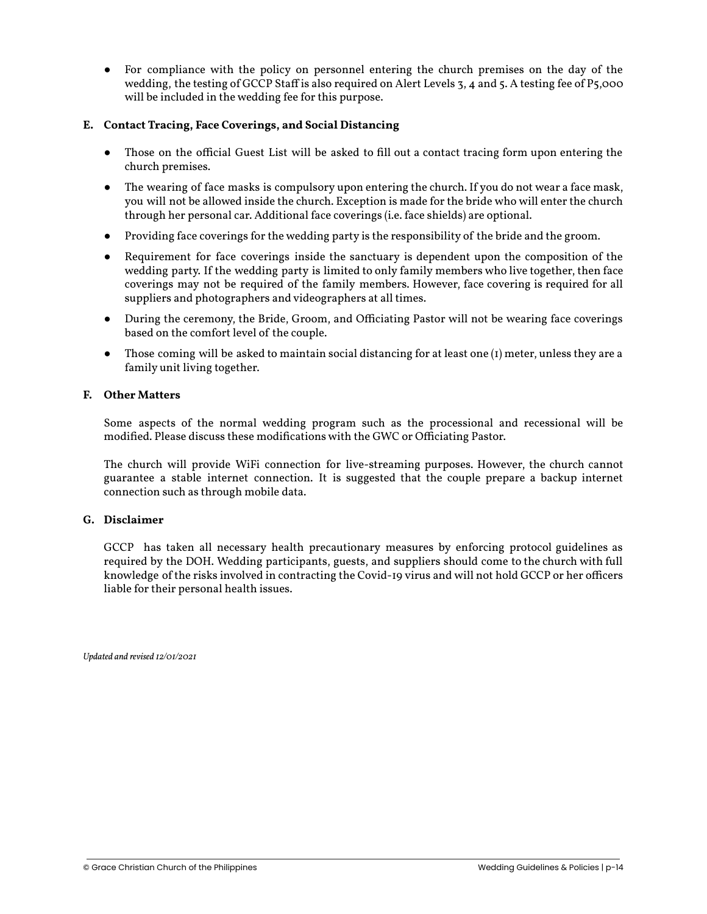- For compliance with the policy on personnel entering the church premises on the day of the wedding, the testing of GCCP Staff is also required on Alert Levels 3, 4 and 5. A testing fee of P5,000 will be included in the wedding fee for this purpose.

### E. Contact Tracing, Face Coverings, and Social Distancing

- Those on the official Guest List will be asked to fill out a contact tracing form upon entering the church premises.
- The wearing of face masks is compulsory upon entering the church. If you do not wear a face mask, you will not be allowed inside the church. Exception is made for the bride who will enter the church through her personal car. Additional face coverings (i.e. face shields) are optional.
- Providing face coverings for the wedding party is the responsibility of the bride and the groom.
- Requirement for face coverings inside the sanctuary is dependent upon the composition of the wedding party. If the wedding party is limited to only family members who live together, then face coverings may not be required of the family members. However, face covering is required for all suppliers and photographers and videographers at all times.
- During the ceremony, the Bride, Groom, and Officiating Pastor will not be wearing face coverings based on the comfort level of the couple.
- Those coming will be asked to maintain social distancing for at least one (1) meter, unless they are a family unit living together.

### F. Other Matters

Some aspects of the normal wedding program such as the processional and recessional will be modified. Please discuss these modifications with the GWC or Officiating Pastor.

The church will provide WiFi connection for live-streaming purposes. However, the church cannot guarantee a stable internet connection. It is suggested that the couple prepare a backup internet connection such as through mobile data.

### G. Disclaimer

GCCP has taken all necessary health precautionary measures by enforcing protocol guidelines as required by the DOH. Wedding participants, guests, and suppliers should come to the church with full knowledge of the risks involved in contracting the Covid-19 virus and will not hold GCCP or her officers liable for their personal health issues.

*Updated and revised 12/01/2021*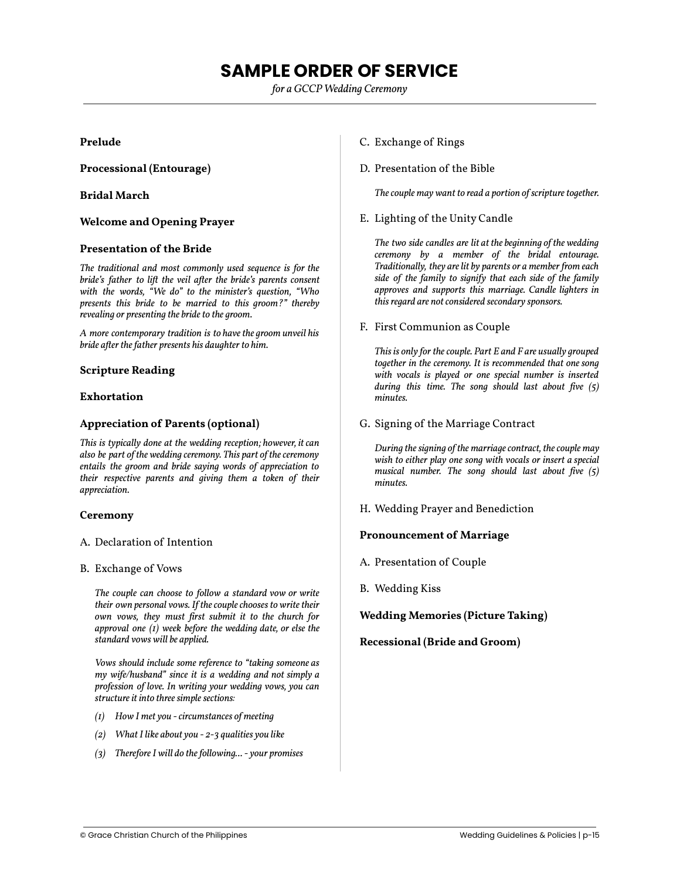# SAMPLE ORDER OF SERVICE

*for a GCCP Wedding Ceremony*

**Prelude**

**Processional (Entourage)**

**Bridal March**

**Welcome and Opening Prayer**

**Presentation of the Bride**

*The traditional and most commonly used sequence is for the bride's father to lift the veil after the bride's parents consent with the words, "We do" to the minister's question, "Who presents this bride to be married to this groom?" thereby revealing or presenting the bride to the groom.*

*A more contemporary tradition is to have the groom unveil his bride after the father presents his daughter to him.*

**Scripture Reading**

**Exhortation**

**Appreciation of Parents (optional)**

*This is typically done at the wedding reception; however, it can also be part of the wedding ceremony. This part of the ceremony entails the groom and bride saying words of appreciation to their respective parents and giving them a token of their appreciation.*

**Ceremony**

A. Declaration of Intention

B. Exchange of Vows

*The couple can choose to follow a standard vow or write their own personal vows. If the couple chooses to write their own vows, they must first submit it to the church for approval one (1) week before the wedding date, or else the standard vows will be applied.*

*Vows should include some reference to "taking someone as my wife/husband" since it is a wedding and not simply a profession of love. In writing your wedding vows, you can structure it into three simple sections:*

*(1) How I met you - circumstances of meeting*

*(2) What I like about you - 2-3 qualities you like*

*(3) Therefore I will do the following... - your promises*

C. Exchange of Rings

D. Presentation of the Bible

*The couple may want to read a portion of scripture together.*

E. Lighting of the Unity Candle

*The two side candles are lit at the beginning of the wedding ceremony by a member of the bridal entourage. Traditionally, they are lit by parents or a member from each side of the family to signify that each side of the family approves and supports this marriage. Candle lighters in this regard are not considered secondary sponsors.*

F. First Communion as Couple

*This is only for the couple. Part E and F are usually grouped together in the ceremony. It is recommended that one song with vocals is played or one special number is inserted during this time. The song should last about five (5) minutes.*

G. Signing of the Marriage Contract

*During the signing of the marriage contract, the couple may wish to either play one song with vocals or insert a special musical number. The song should last about five (5) minutes.*

H. Wedding Prayer and Benediction

**Pronouncement of Marriage**

A. Presentation of Couple

B. Wedding Kiss

**Wedding Memories (Picture Taking)**

**Recessional (Bride and Groom)**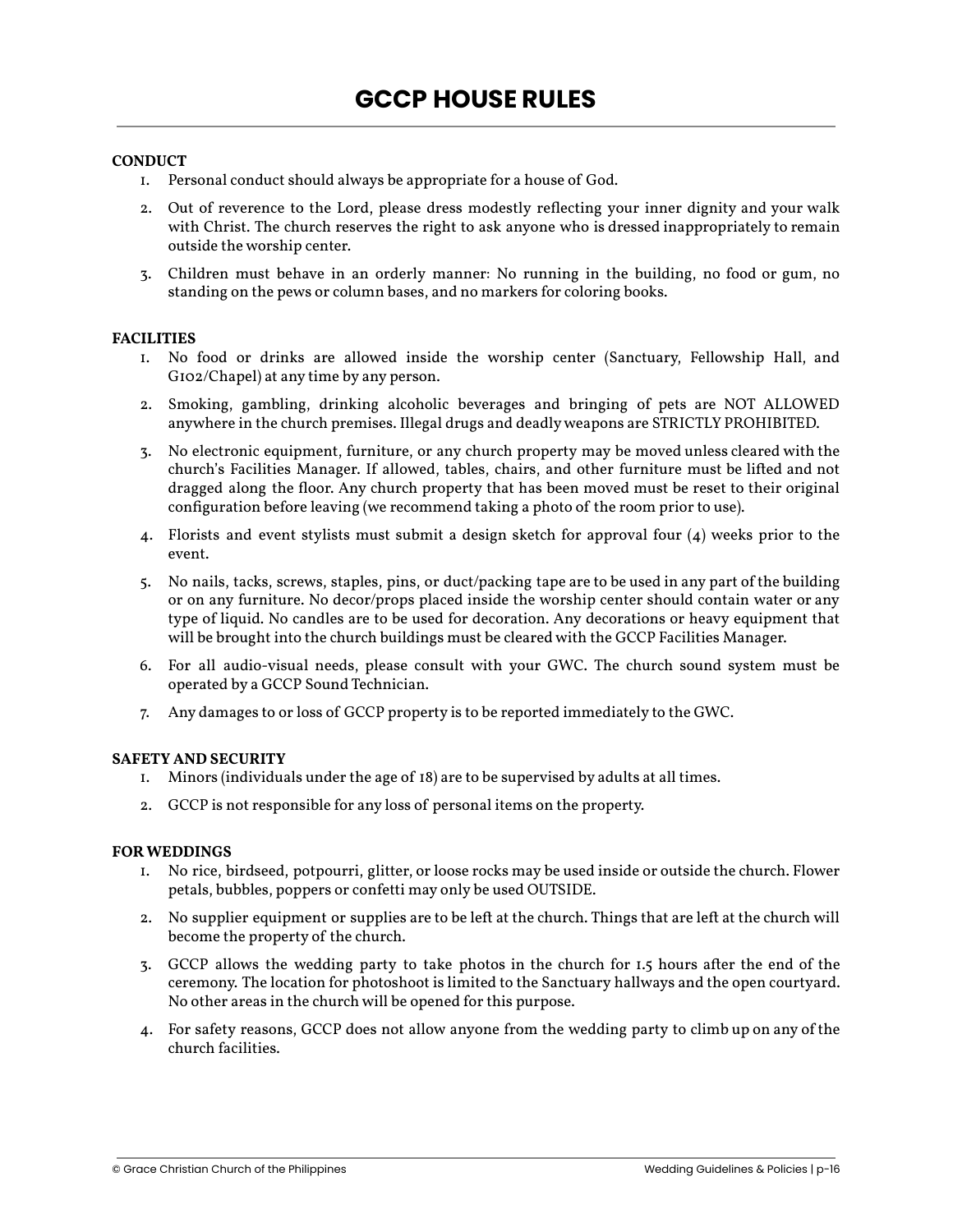# GCCP HOUSE RULES

**CONDUCT**

1. Personal conduct should always be appropriate for a house of God.
2. Out of reverence to the Lord, please dress modestly reflecting your inner dignity and your walk with Christ. The church reserves the right to ask anyone who is dressed inappropriately to remain outside the worship center.
3. Children must behave in an orderly manner: No running in the building, no food or gum, no standing on the pews or column bases, and no markers for coloring books.

**FACILITIES**

1. No food or drinks are allowed inside the worship center (Sanctuary, Fellowship Hall, and G102/Chapel) at any time by any person.
2. Smoking, gambling, drinking alcoholic beverages and bringing of pets are NOT ALLOWED anywhere in the church premises. Illegal drugs and deadly weapons are STRICTLY PROHIBITED.
3. No electronic equipment, furniture, or any church property may be moved unless cleared with the church's Facilities Manager. If allowed, tables, chairs, and other furniture must be lifted and not dragged along the floor. Any church property that has been moved must be reset to their original configuration before leaving (we recommend taking a photo of the room prior to use).
4. Florists and event stylists must submit a design sketch for approval four (4) weeks prior to the event.
5. No nails, tacks, screws, staples, pins, or duct/packing tape are to be used in any part of the building or on any furniture. No decor/props placed inside the worship center should contain water or any type of liquid. No candles are to be used for decoration. Any decorations or heavy equipment that will be brought into the church buildings must be cleared with the GCCP Facilities Manager.
6. For all audio-visual needs, please consult with your GWC. The church sound system must be operated by a GCCP Sound Technician.
7. Any damages to or loss of GCCP property is to be reported immediately to the GWC.

**SAFETY AND SECURITY**

1. Minors (individuals under the age of 18) are to be supervised by adults at all times.
2. GCCP is not responsible for any loss of personal items on the property.

**FOR WEDDINGS**

1. No rice, birdseed, potpourri, glitter, or loose rocks may be used inside or outside the church. Flower petals, bubbles, poppers or confetti may only be used OUTSIDE.
2. No supplier equipment or supplies are to be left at the church. Things that are left at the church will become the property of the church.
3. GCCP allows the wedding party to take photos in the church for 1.5 hours after the end of the ceremony. The location for photoshoot is limited to the Sanctuary hallways and the open courtyard. No other areas in the church will be opened for this purpose.
4. For safety reasons, GCCP does not allow anyone from the wedding party to climb up on any of the church facilities.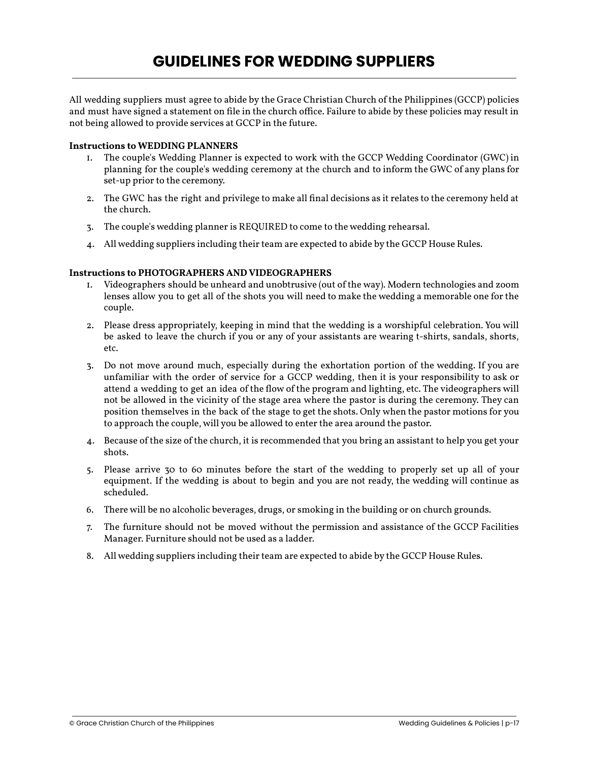# GUIDELINES FOR WEDDING SUPPLIERS

All wedding suppliers must agree to abide by the Grace Christian Church of the Philippines (GCCP) policies and must have signed a statement on file in the church office. Failure to abide by these policies may result in not being allowed to provide services at GCCP in the future.

**Instructions to WEDDING PLANNERS**

1. The couple's Wedding Planner is expected to work with the GCCP Wedding Coordinator (GWC) in planning for the couple's wedding ceremony at the church and to inform the GWC of any plans for set-up prior to the ceremony.
2. The GWC has the right and privilege to make all final decisions as it relates to the ceremony held at the church.
3. The couple's wedding planner is REQUIRED to come to the wedding rehearsal.
4. All wedding suppliers including their team are expected to abide by the GCCP House Rules.

**Instructions to PHOTOGRAPHERS AND VIDEOGRAPHERS**

1. Videographers should be unheard and unobtrusive (out of the way). Modern technologies and zoom lenses allow you to get all of the shots you will need to make the wedding a memorable one for the couple.
2. Please dress appropriately, keeping in mind that the wedding is a worshipful celebration. You will be asked to leave the church if you or any of your assistants are wearing t-shirts, sandals, shorts, etc.
3. Do not move around much, especially during the exhortation portion of the wedding. If you are unfamiliar with the order of service for a GCCP wedding, then it is your responsibility to ask or attend a wedding to get an idea of the flow of the program and lighting, etc. The videographers will not be allowed in the vicinity of the stage area where the pastor is during the ceremony. They can position themselves in the back of the stage to get the shots. Only when the pastor motions for you to approach the couple, will you be allowed to enter the area around the pastor.
4. Because of the size of the church, it is recommended that you bring an assistant to help you get your shots.
5. Please arrive 30 to 60 minutes before the start of the wedding to properly set up all of your equipment. If the wedding is about to begin and you are not ready, the wedding will continue as scheduled.
6. There will be no alcoholic beverages, drugs, or smoking in the building or on church grounds.
7. The furniture should not be moved without the permission and assistance of the GCCP Facilities Manager. Furniture should not be used as a ladder.
8. All wedding suppliers including their team are expected to abide by the GCCP House Rules.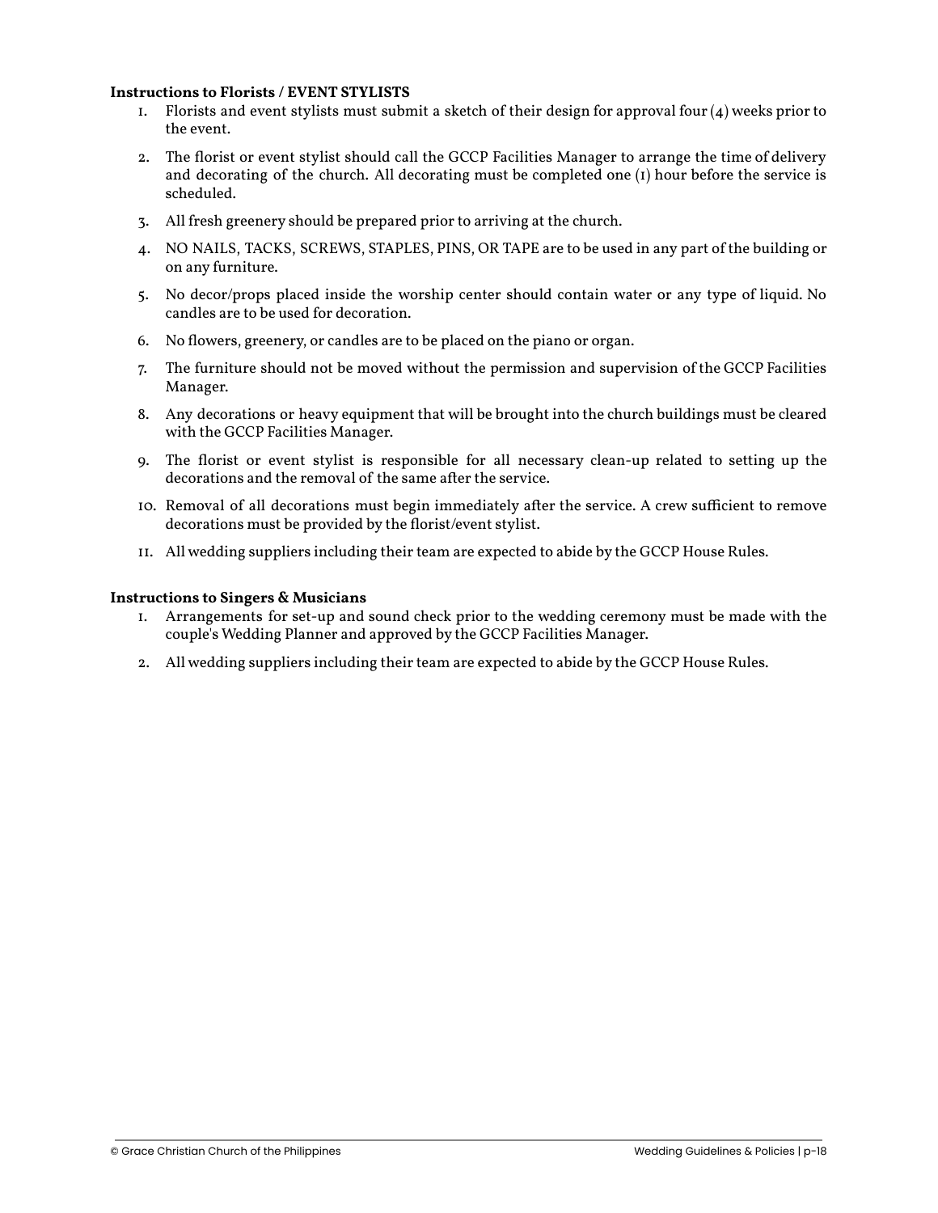**Instructions to Florists / EVENT STYLISTS**

1. Florists and event stylists must submit a sketch of their design for approval four (4) weeks prior to the event.
2. The florist or event stylist should call the GCCP Facilities Manager to arrange the time of delivery and decorating of the church. All decorating must be completed one (1) hour before the service is scheduled.
3. All fresh greenery should be prepared prior to arriving at the church.
4. NO NAILS, TACKS, SCREWS, STAPLES, PINS, OR TAPE are to be used in any part of the building or on any furniture.
5. No decor/props placed inside the worship center should contain water or any type of liquid. No candles are to be used for decoration.
6. No flowers, greenery, or candles are to be placed on the piano or organ.
7. The furniture should not be moved without the permission and supervision of the GCCP Facilities Manager.
8. Any decorations or heavy equipment that will be brought into the church buildings must be cleared with the GCCP Facilities Manager.
9. The florist or event stylist is responsible for all necessary clean-up related to setting up the decorations and the removal of the same after the service.
10. Removal of all decorations must begin immediately after the service. A crew sufficient to remove decorations must be provided by the florist/event stylist.
11. All wedding suppliers including their team are expected to abide by the GCCP House Rules.

**Instructions to Singers & Musicians**

1. Arrangements for set-up and sound check prior to the wedding ceremony must be made with the couple's Wedding Planner and approved by the GCCP Facilities Manager.
2. All wedding suppliers including their team are expected to abide by the GCCP House Rules.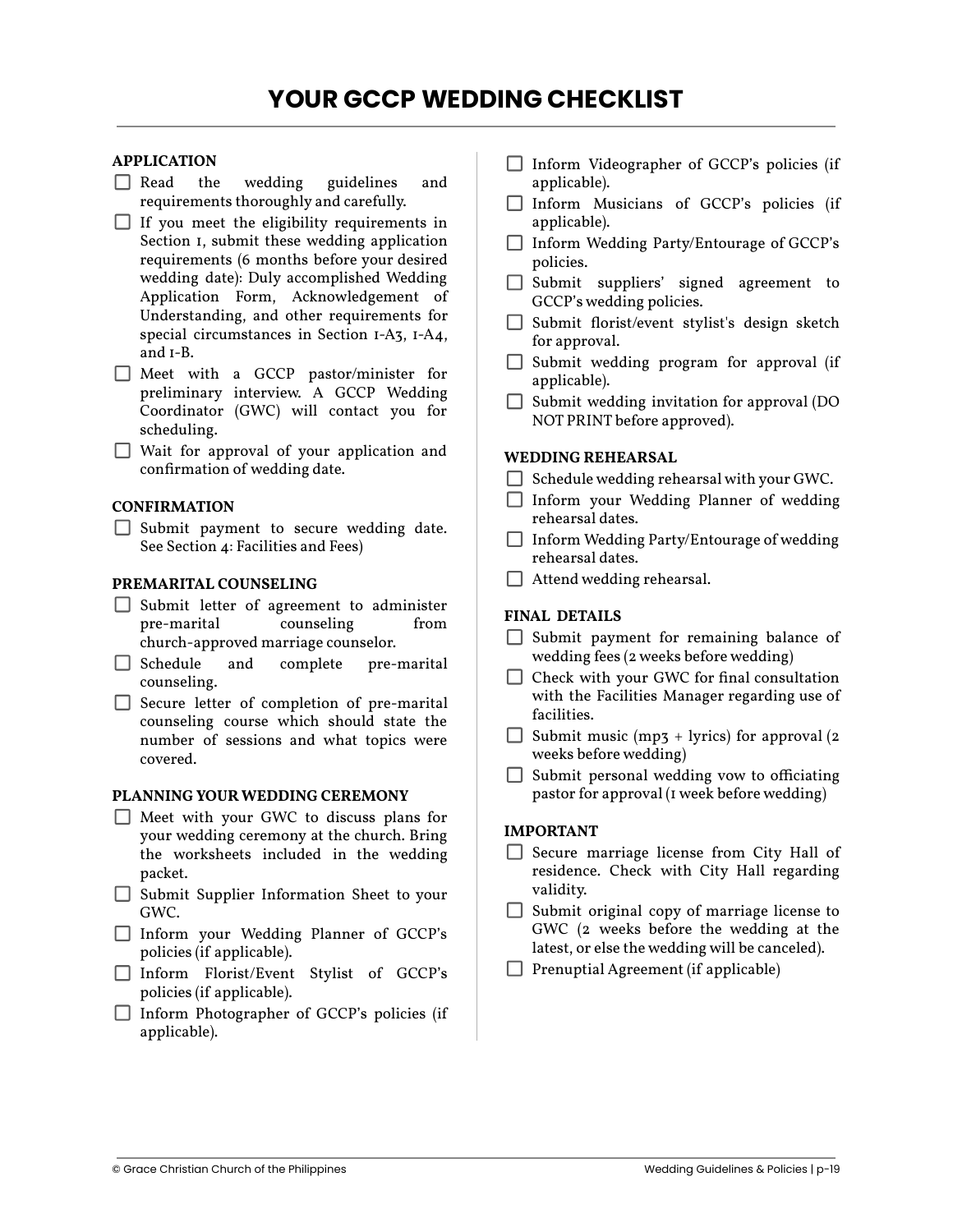# YOUR GCCP WEDDING CHECKLIST

**APPLICATION**

- [ ] Read the wedding guidelines and requirements thoroughly and carefully.
- [ ] If you meet the eligibility requirements in Section 1, submit these wedding application requirements (6 months before your desired wedding date): Duly accomplished Wedding Application Form, Acknowledgement of Understanding, and other requirements for special circumstances in Section 1-A3, 1-A4, and 1-B.
- [ ] Meet with a GCCP pastor/minister for preliminary interview. A GCCP Wedding Coordinator (GWC) will contact you for scheduling.
- [ ] Wait for approval of your application and confirmation of wedding date.

**CONFIRMATION**

- [ ] Submit payment to secure wedding date. See Section 4: Facilities and Fees)

**PREMARITAL COUNSELING**

- [ ] Submit letter of agreement to administer pre-marital counseling from church-approved marriage counselor.
- [ ] Schedule and complete pre-marital counseling.
- [ ] Secure letter of completion of pre-marital counseling course which should state the number of sessions and what topics were covered.

**PLANNING YOUR WEDDING CEREMONY**

- [ ] Meet with your GWC to discuss plans for your wedding ceremony at the church. Bring the worksheets included in the wedding packet.
- [ ] Submit Supplier Information Sheet to your GWC.
- [ ] Inform your Wedding Planner of GCCP's policies (if applicable).
- [ ] Inform Florist/Event Stylist of GCCP's policies (if applicable).
- [ ] Inform Photographer of GCCP's policies (if applicable).
- [ ] Inform Videographer of GCCP's policies (if applicable).
- [ ] Inform Musicians of GCCP's policies (if applicable).
- [ ] Inform Wedding Party/Entourage of GCCP's policies.
- [ ] Submit suppliers' signed agreement to GCCP's wedding policies.
- [ ] Submit florist/event stylist's design sketch for approval.
- [ ] Submit wedding program for approval (if applicable).
- [ ] Submit wedding invitation for approval (DO NOT PRINT before approved).

**WEDDING REHEARSAL**

- [ ] Schedule wedding rehearsal with your GWC.
- [ ] Inform your Wedding Planner of wedding rehearsal dates.
- [ ] Inform Wedding Party/Entourage of wedding rehearsal dates.
- [ ] Attend wedding rehearsal.

**FINAL DETAILS**

- [ ] Submit payment for remaining balance of wedding fees (2 weeks before wedding)
- [ ] Check with your GWC for final consultation with the Facilities Manager regarding use of facilities.
- [ ] Submit music (mp3 + lyrics) for approval (2 weeks before wedding)
- [ ] Submit personal wedding vow to officiating pastor for approval (1 week before wedding)

**IMPORTANT**

- [ ] Secure marriage license from City Hall of residence. Check with City Hall regarding validity.
- [ ] Submit original copy of marriage license to GWC (2 weeks before the wedding at the latest, or else the wedding will be canceled).
- [ ] Prenuptial Agreement (if applicable)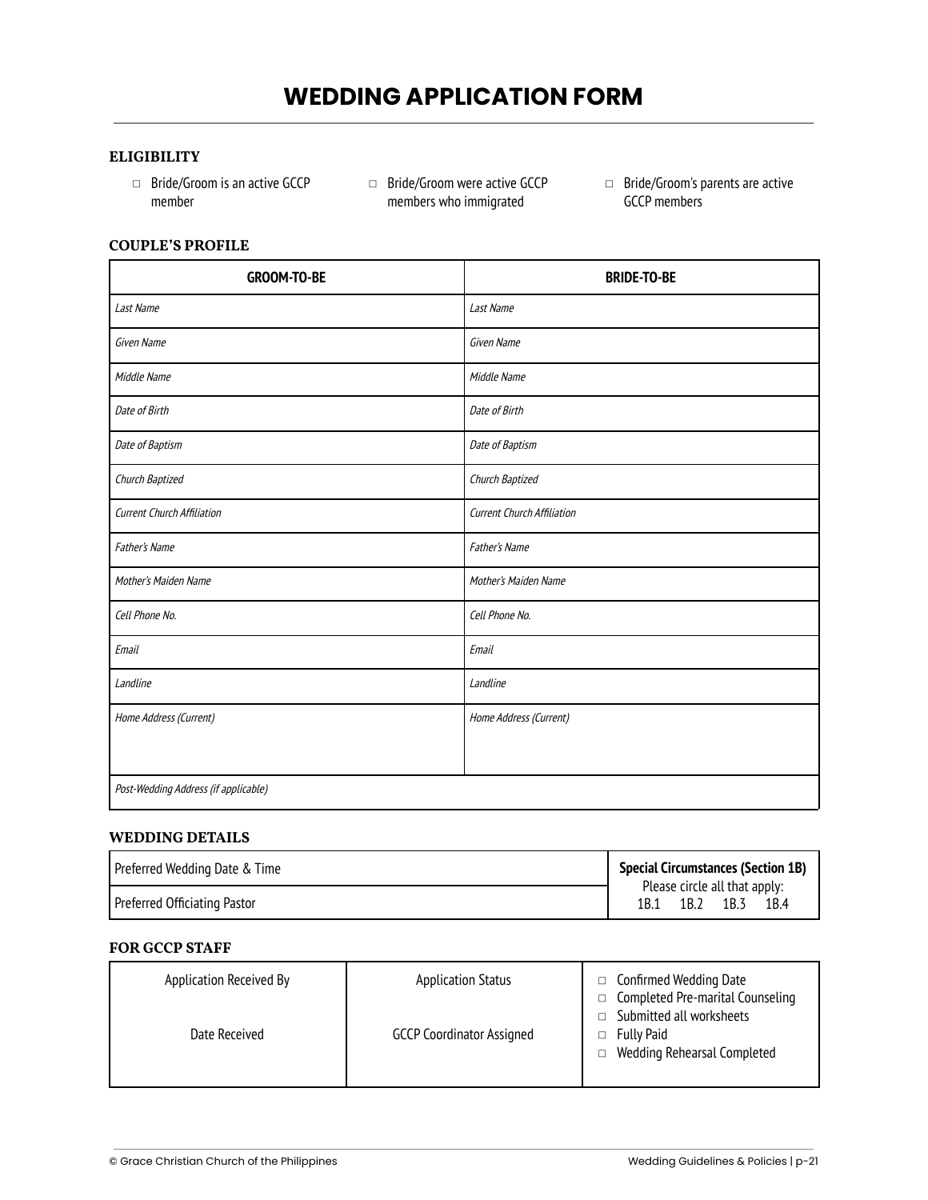# WEDDING APPLICATION FORM

### ELIGIBILITY

- ☐ Bride/Groom is an active GCCP member
- ☐ Bride/Groom were active GCCP members who immigrated
- ☐ Bride/Groom's parents are active GCCP members

### COUPLE'S PROFILE

| GROOM-TO-BE | BRIDE-TO-BE |
|---|---|
| *Last Name* | *Last Name* |
| *Given Name* | *Given Name* |
| *Middle Name* | *Middle Name* |
| *Date of Birth* | *Date of Birth* |
| *Date of Baptism* | *Date of Baptism* |
| *Church Baptized* | *Church Baptized* |
| *Current Church Affiliation* | *Current Church Affiliation* |
| *Father's Name* | *Father's Name* |
| *Mother's Maiden Name* | *Mother's Maiden Name* |
| *Cell Phone No.* | *Cell Phone No.* |
| *Email* | *Email* |
| *Landline* | *Landline* |
| *Home Address (Current)* | *Home Address (Current)* |
| *Post-Wedding Address (if applicable)* | |

### WEDDING DETAILS

| | |
|---|---|
| Preferred Wedding Date & Time | **Special Circumstances (Section 1B)** Please circle all that apply: 1B.1 1B.2 1B.3 1B.4 |
| Preferred Officiating Pastor | |

### FOR GCCP STAFF

| | | |
|---|---|---|
| Application Received By | Application Status | ☐ Confirmed Wedding Date<br>☐ Completed Pre-marital Counseling<br>☐ Submitted all worksheets<br>☐ Fully Paid<br>☐ Wedding Rehearsal Completed |
| Date Received | GCCP Coordinator Assigned | |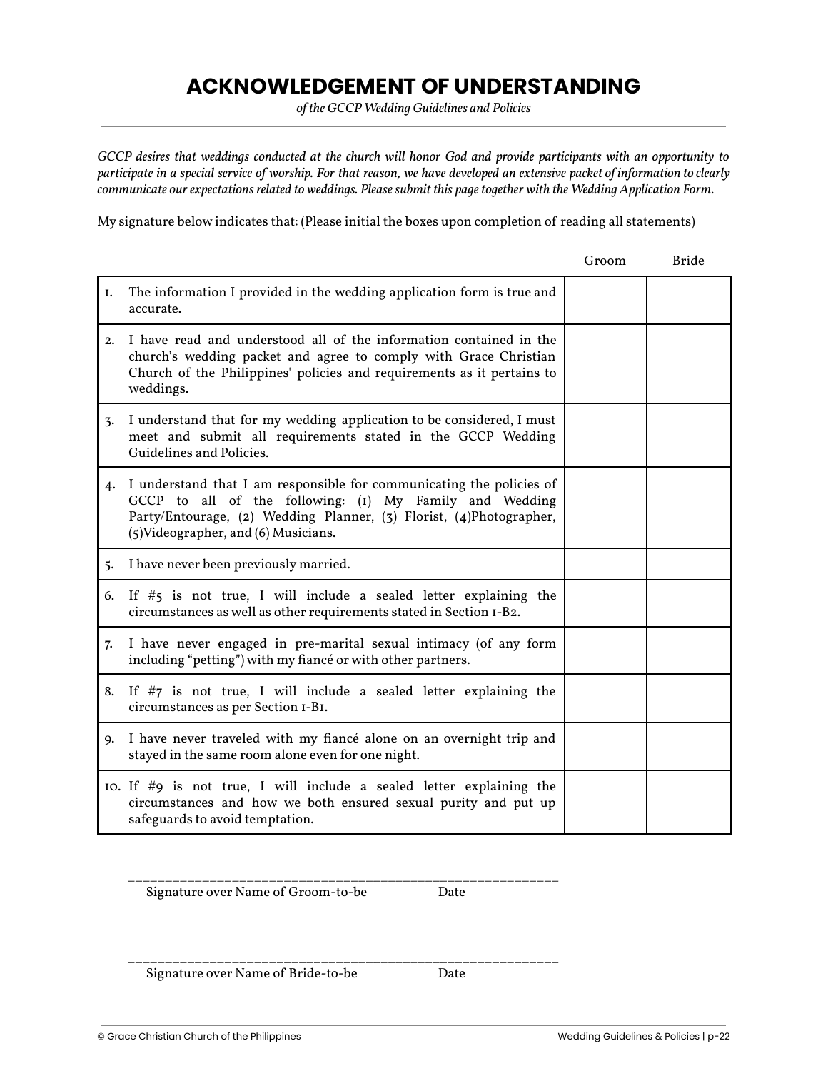# ACKNOWLEDGEMENT OF UNDERSTANDING

*of the GCCP Wedding Guidelines and Policies*

*GCCP desires that weddings conducted at the church will honor God and provide participants with an opportunity to participate in a special service of worship. For that reason, we have developed an extensive packet of information to clearly communicate our expectations related to weddings. Please submit this page together with the Wedding Application Form.*

My signature below indicates that: (Please initial the boxes upon completion of reading all statements)

| | Statement | Groom | Bride |
|---|---|---|---|
| 1. | The information I provided in the wedding application form is true and accurate. | | |
| 2. | I have read and understood all of the information contained in the church's wedding packet and agree to comply with Grace Christian Church of the Philippines' policies and requirements as it pertains to weddings. | | |
| 3. | I understand that for my wedding application to be considered, I must meet and submit all requirements stated in the GCCP Wedding Guidelines and Policies. | | |
| 4. | I understand that I am responsible for communicating the policies of GCCP to all of the following: (1) My Family and Wedding Party/Entourage, (2) Wedding Planner, (3) Florist, (4)Photographer, (5)Videographer, and (6) Musicians. | | |
| 5. | I have never been previously married. | | |
| 6. | If #5 is not true, I will include a sealed letter explaining the circumstances as well as other requirements stated in Section 1-B2. | | |
| 7. | I have never engaged in pre-marital sexual intimacy (of any form including "petting") with my fiancé or with other partners. | | |
| 8. | If #7 is not true, I will include a sealed letter explaining the circumstances as per Section 1-B1. | | |
| 9. | I have never traveled with my fiancé alone on an overnight trip and stayed in the same room alone even for one night. | | |
| 10. | If #9 is not true, I will include a sealed letter explaining the circumstances and how we both ensured sexual purity and put up safeguards to avoid temptation. | | |

_______________________________________________________

Signature over Name of Groom-to-be Date

_______________________________________________________

Signature over Name of Bride-to-be Date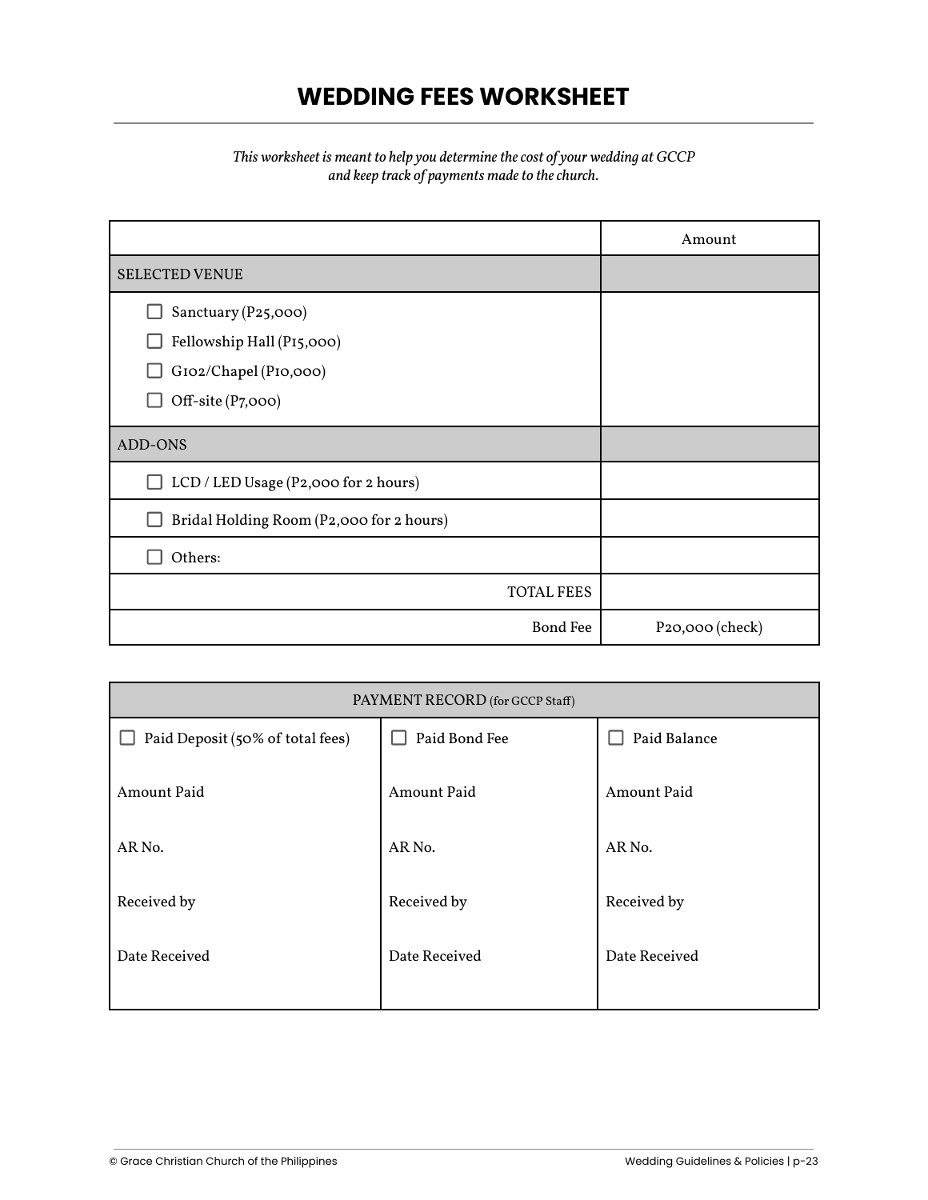# WEDDING FEES WORKSHEET

*This worksheet is meant to help you determine the cost of your wedding at GCCP and keep track of payments made to the church.*

| | Amount |
|---|---|
| SELECTED VENUE | |
| ☐ Sanctuary (P25,000)<br>☐ Fellowship Hall (P15,000)<br>☐ G102/Chapel (P10,000)<br>☐ Off-site (P7,000) | |
| ADD-ONS | |
| ☐ LCD / LED Usage (P2,000 for 2 hours) | |
| ☐ Bridal Holding Room (P2,000 for 2 hours) | |
| ☐ Others: | |
| TOTAL FEES | |
| Bond Fee | P20,000 (check) |

| PAYMENT RECORD (for GCCP Staff) | | |
|---|---|---|
| ☐ Paid Deposit (50% of total fees) | ☐ Paid Bond Fee | ☐ Paid Balance |
| Amount Paid | Amount Paid | Amount Paid |
| AR No. | AR No. | AR No. |
| Received by | Received by | Received by |
| Date Received | Date Received | Date Received |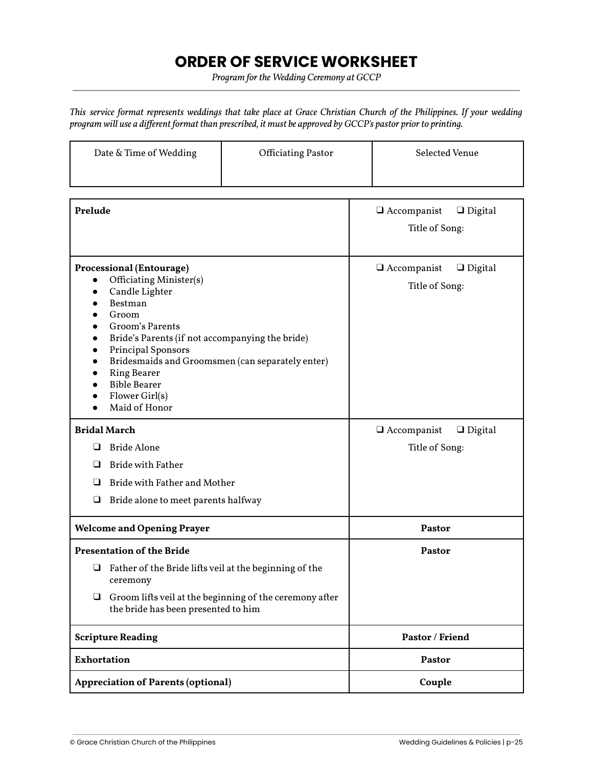# ORDER OF SERVICE WORKSHEET

*Program for the Wedding Ceremony at GCCP*

*This service format represents weddings that take place at Grace Christian Church of the Philippines. If your wedding program will use a different format than prescribed, it must be approved by GCCP's pastor prior to printing.*

| Date & Time of Wedding | Officiating Pastor | Selected Venue |
|---|---|---|
| | | |

| | |
|---|---|
| **Prelude** | ❑ Accompanist ❑ Digital<br>Title of Song: |
| **Processional (Entourage)**<br>• Officiating Minister(s)<br>• Candle Lighter<br>• Bestman<br>• Groom<br>• Groom's Parents<br>• Bride's Parents (if not accompanying the bride)<br>• Principal Sponsors<br>• Bridesmaids and Groomsmen (can separately enter)<br>• Ring Bearer<br>• Bible Bearer<br>• Flower Girl(s)<br>• Maid of Honor | ❑ Accompanist ❑ Digital<br>Title of Song: |
| **Bridal March**<br>❑ Bride Alone<br>❑ Bride with Father<br>❑ Bride with Father and Mother<br>❑ Bride alone to meet parents halfway | ❑ Accompanist ❑ Digital<br>Title of Song: |
| **Welcome and Opening Prayer** | **Pastor** |
| **Presentation of the Bride**<br>❑ Father of the Bride lifts veil at the beginning of the ceremony<br>❑ Groom lifts veil at the beginning of the ceremony after the bride has been presented to him | **Pastor** |
| **Scripture Reading** | **Pastor / Friend** |
| **Exhortation** | **Pastor** |
| **Appreciation of Parents (optional)** | **Couple** |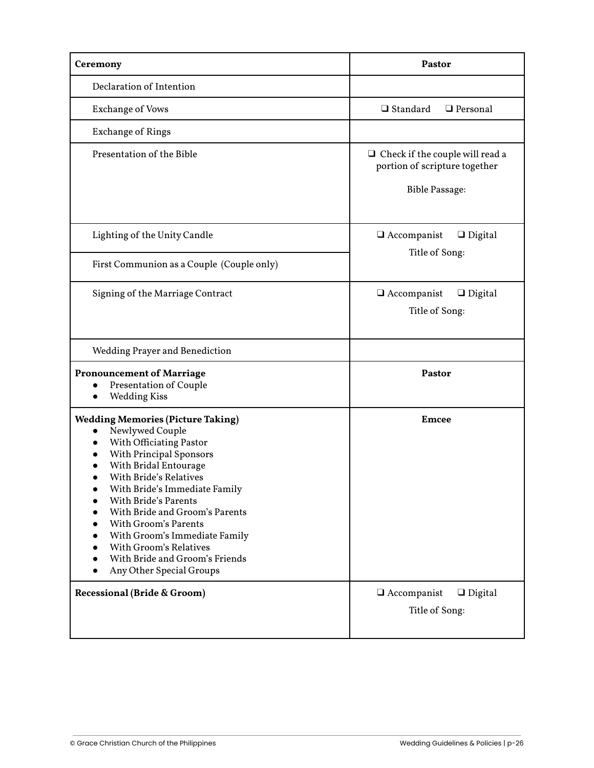| Ceremony | Pastor |
| --- | --- |
| Declaration of Intention | |
| Exchange of Vows | ❑ Standard ❑ Personal |
| Exchange of Rings | |
| Presentation of the Bible | ❑ Check if the couple will read a portion of scripture together<br><br>Bible Passage: |
| Lighting of the Unity Candle | ❑ Accompanist ❑ Digital<br>Title of Song: |
| First Communion as a Couple (Couple only) | |
| Signing of the Marriage Contract | ❑ Accompanist ❑ Digital<br>Title of Song: |
| Wedding Prayer and Benediction | |
| **Pronouncement of Marriage**<br>• Presentation of Couple<br>• Wedding Kiss | **Pastor** |
| **Wedding Memories (Picture Taking)**<br>• Newlywed Couple<br>• With Officiating Pastor<br>• With Principal Sponsors<br>• With Bridal Entourage<br>• With Bride's Relatives<br>• With Bride's Immediate Family<br>• With Bride's Parents<br>• With Bride and Groom's Parents<br>• With Groom's Parents<br>• With Groom's Immediate Family<br>• With Groom's Relatives<br>• With Bride and Groom's Friends<br>• Any Other Special Groups | **Emcee** |
| **Recessional (Bride & Groom)** | ❑ Accompanist ❑ Digital<br>Title of Song: |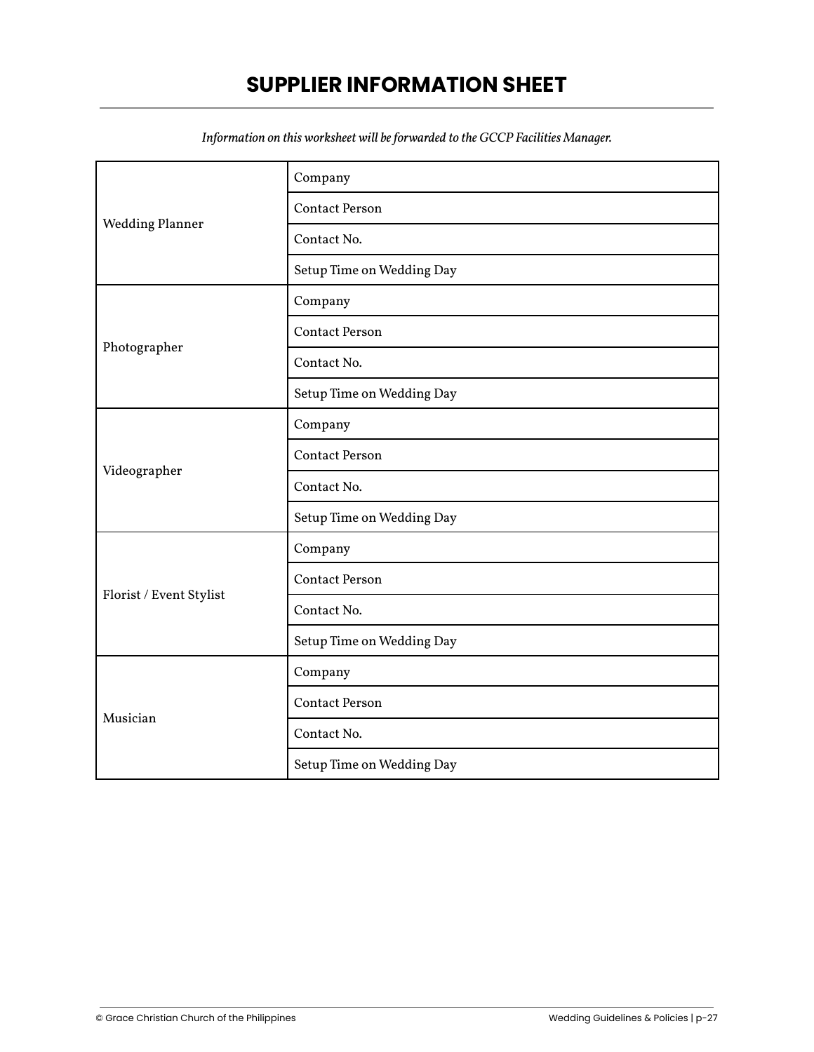# SUPPLIER INFORMATION SHEET

*Information on this worksheet will be forwarded to the GCCP Facilities Manager.*

| | |
|---|---|
| Wedding Planner | Company |
| | Contact Person |
| | Contact No. |
| | Setup Time on Wedding Day |
| Photographer | Company |
| | Contact Person |
| | Contact No. |
| | Setup Time on Wedding Day |
| Videographer | Company |
| | Contact Person |
| | Contact No. |
| | Setup Time on Wedding Day |
| Florist / Event Stylist | Company |
| | Contact Person |
| | Contact No. |
| | Setup Time on Wedding Day |
| Musician | Company |
| | Contact Person |
| | Contact No. |
| | Setup Time on Wedding Day |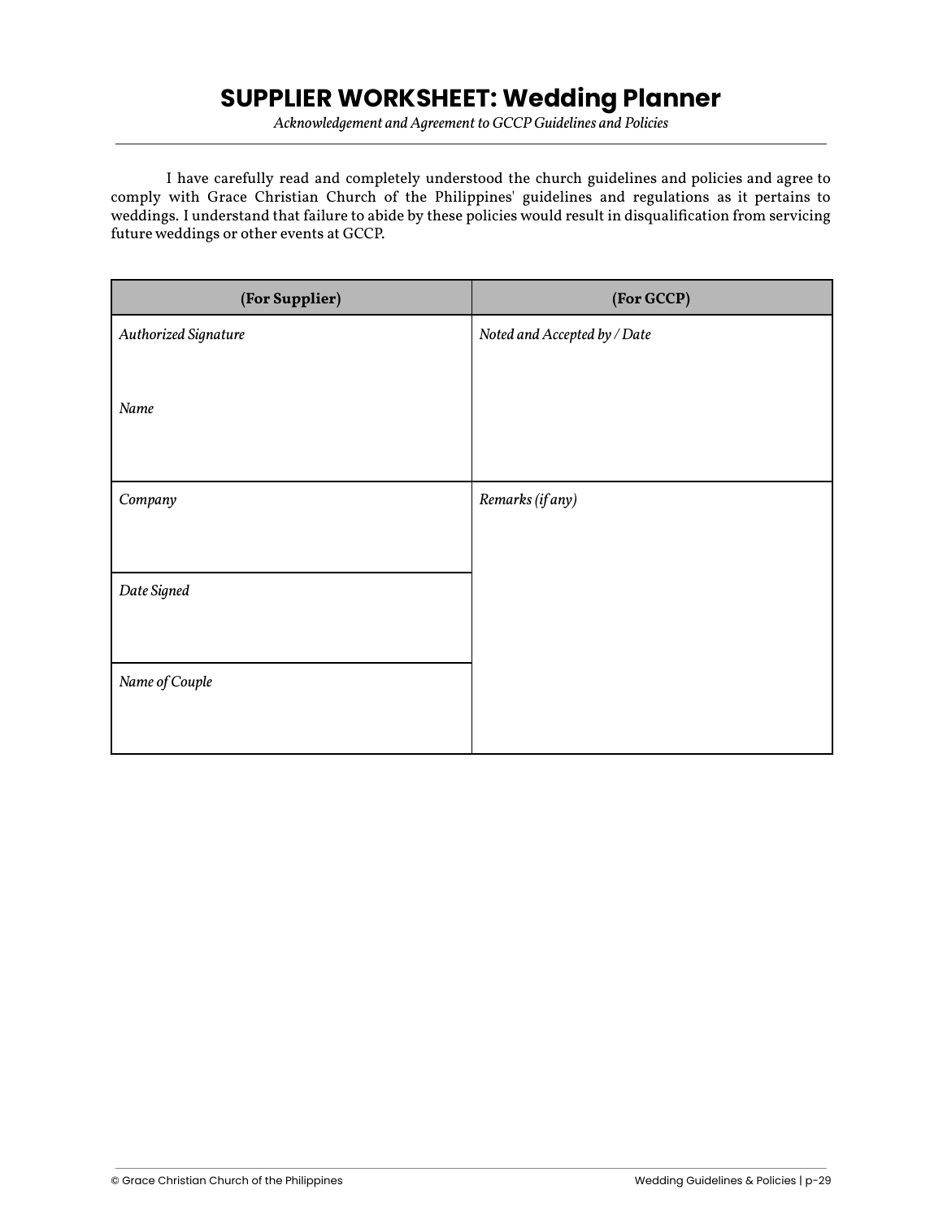# SUPPLIER WORKSHEET: Wedding Planner

*Acknowledgement and Agreement to GCCP Guidelines and Policies*

I have carefully read and completely understood the church guidelines and policies and agree to comply with Grace Christian Church of the Philippines' guidelines and regulations as it pertains to weddings. I understand that failure to abide by these policies would result in disqualification from servicing future weddings or other events at GCCP.

| (For Supplier) | (For GCCP) |
|---|---|
| *Authorized Signature*<br><br>*Name* | *Noted and Accepted by / Date* |
| *Company* | *Remarks (if any)* |
| *Date Signed* | |
| *Name of Couple* | |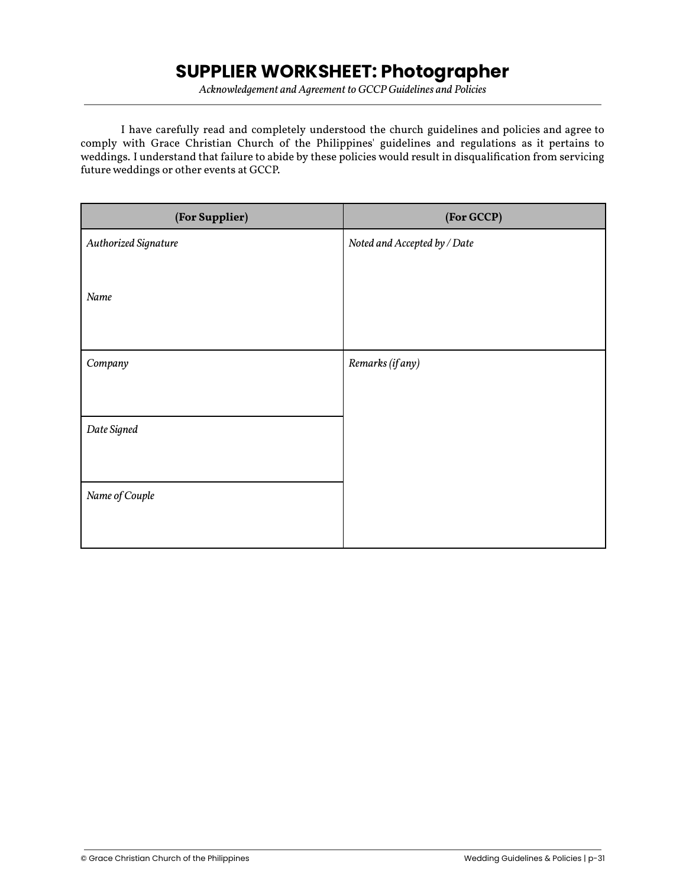# SUPPLIER WORKSHEET: Photographer

*Acknowledgement and Agreement to GCCP Guidelines and Policies*

I have carefully read and completely understood the church guidelines and policies and agree to comply with Grace Christian Church of the Philippines' guidelines and regulations as it pertains to weddings. I understand that failure to abide by these policies would result in disqualification from servicing future weddings or other events at GCCP.

| (For Supplier) | (For GCCP) |
|---|---|
| *Authorized Signature*<br><br>*Name* | *Noted and Accepted by / Date* |
| *Company* | *Remarks (if any)* |
| *Date Signed* | |
| *Name of Couple* | |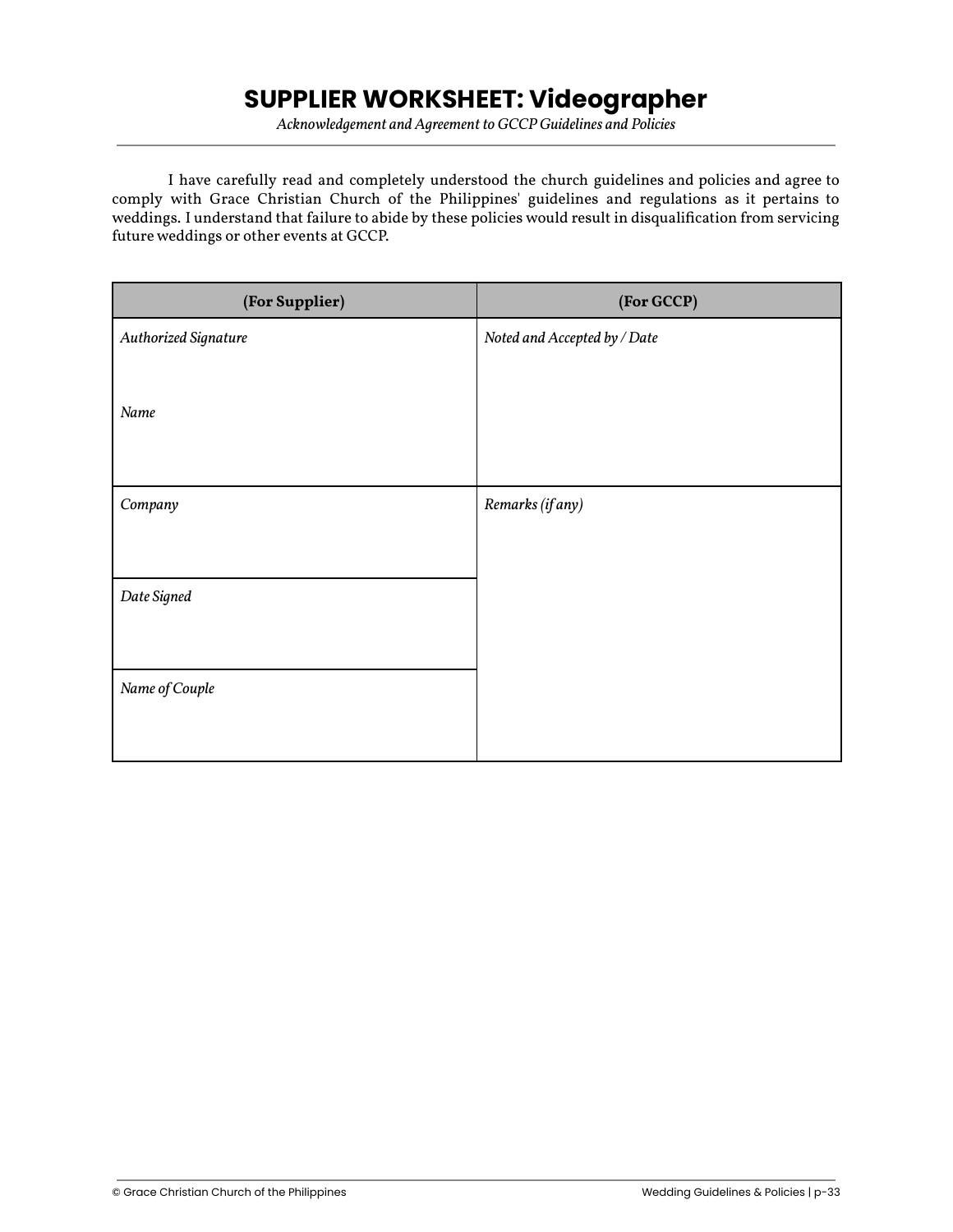# SUPPLIER WORKSHEET: Videographer

*Acknowledgement and Agreement to GCCP Guidelines and Policies*

I have carefully read and completely understood the church guidelines and policies and agree to comply with Grace Christian Church of the Philippines' guidelines and regulations as it pertains to weddings. I understand that failure to abide by these policies would result in disqualification from servicing future weddings or other events at GCCP.

| (For Supplier) | (For GCCP) |
|---|---|
| *Authorized Signature*<br><br>*Name* | *Noted and Accepted by / Date* |
| *Company* | *Remarks (if any)* |
| *Date Signed* | |
| *Name of Couple* | |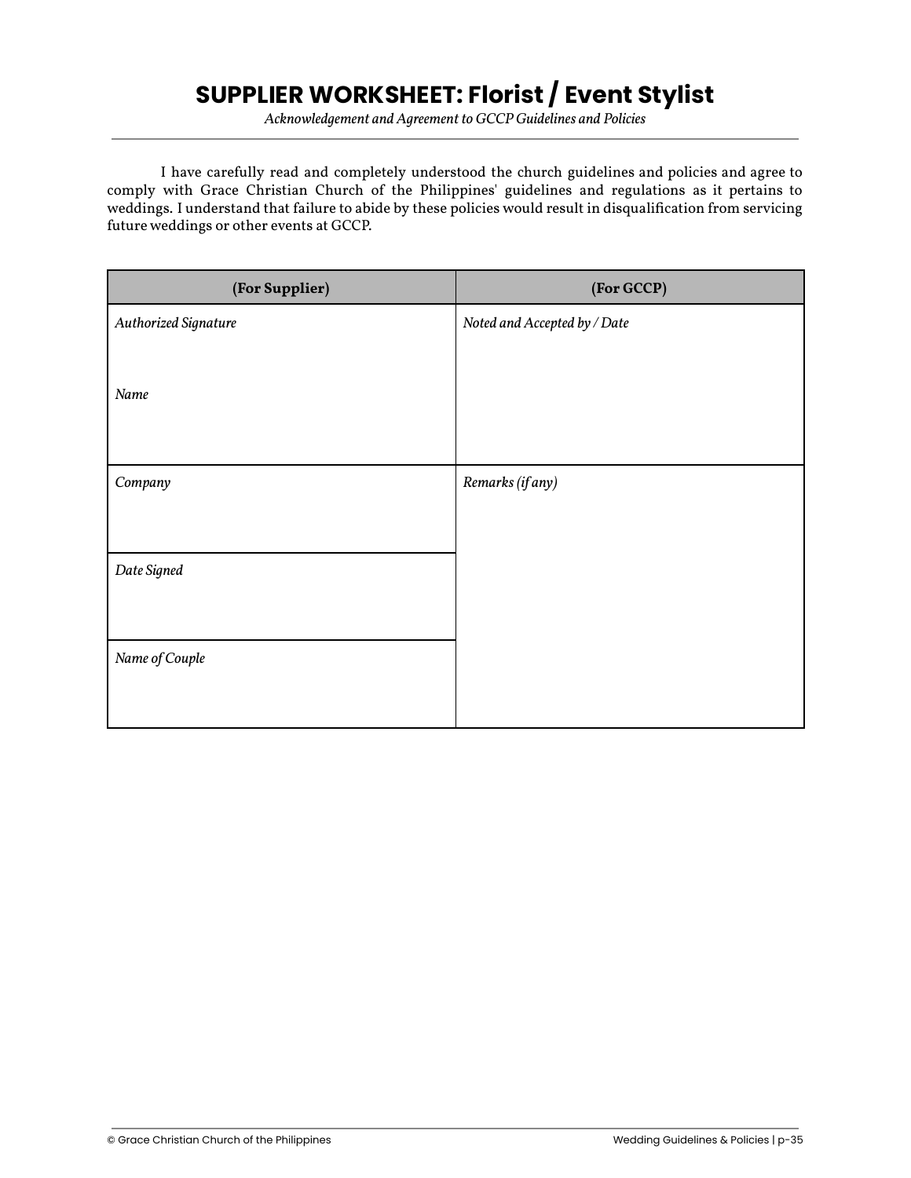# SUPPLIER WORKSHEET: Florist / Event Stylist

*Acknowledgement and Agreement to GCCP Guidelines and Policies*

I have carefully read and completely understood the church guidelines and policies and agree to comply with Grace Christian Church of the Philippines' guidelines and regulations as it pertains to weddings. I understand that failure to abide by these policies would result in disqualification from servicing future weddings or other events at GCCP.

| (For Supplier) | (For GCCP) |
|---|---|
| *Authorized Signature*<br><br>*Name* | *Noted and Accepted by / Date* |
| *Company* | *Remarks (if any)* |
| *Date Signed* | |
| *Name of Couple* | |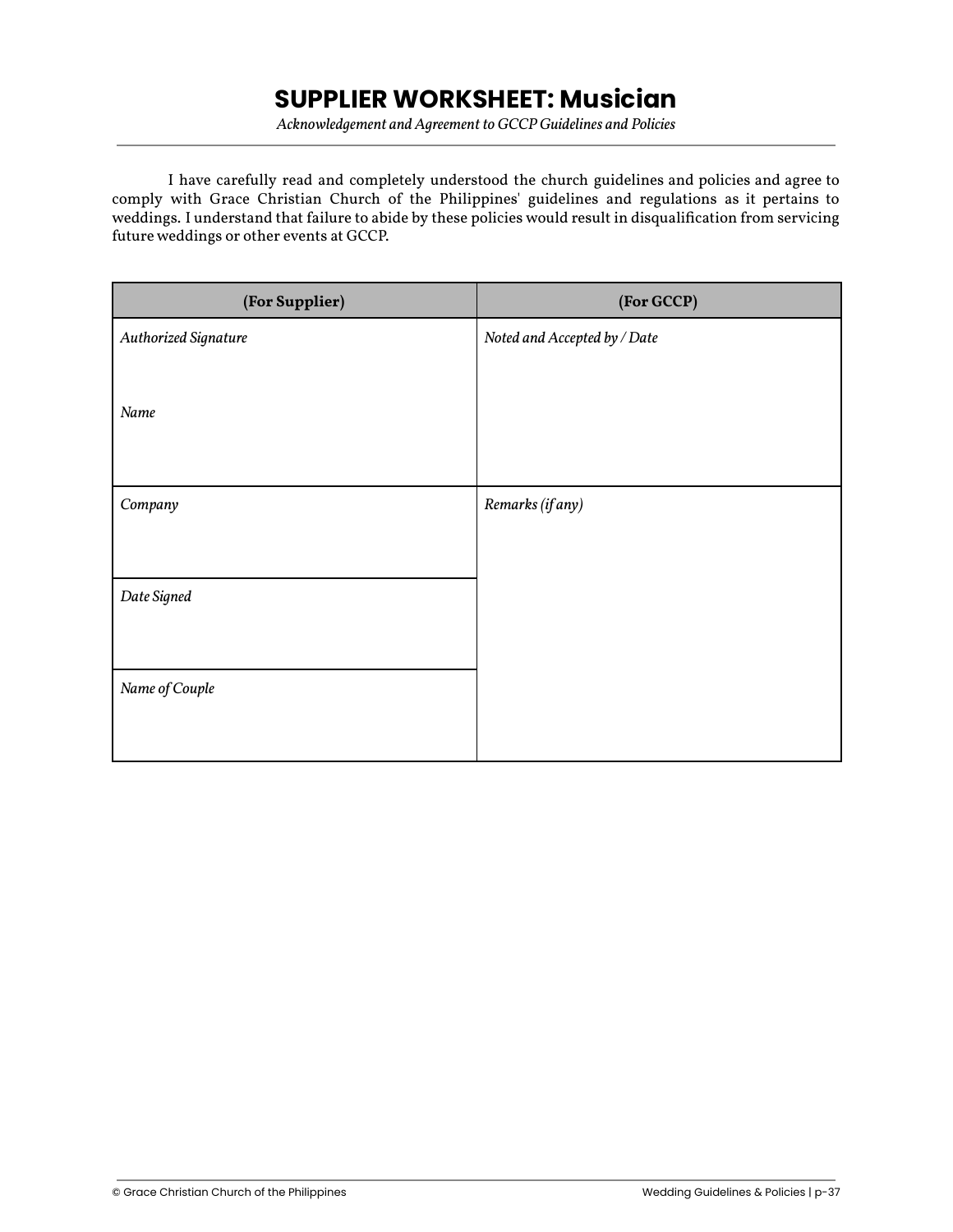# SUPPLIER WORKSHEET: Musician

*Acknowledgement and Agreement to GCCP Guidelines and Policies*

I have carefully read and completely understood the church guidelines and policies and agree to comply with Grace Christian Church of the Philippines' guidelines and regulations as it pertains to weddings. I understand that failure to abide by these policies would result in disqualification from servicing future weddings or other events at GCCP.

| **(For Supplier)** | **(For GCCP)** |
| --- | --- |
| *Authorized Signature*<br><br>*Name* | *Noted and Accepted by / Date* |
| *Company* | *Remarks (if any)* |
| *Date Signed* | |
| *Name of Couple* | |